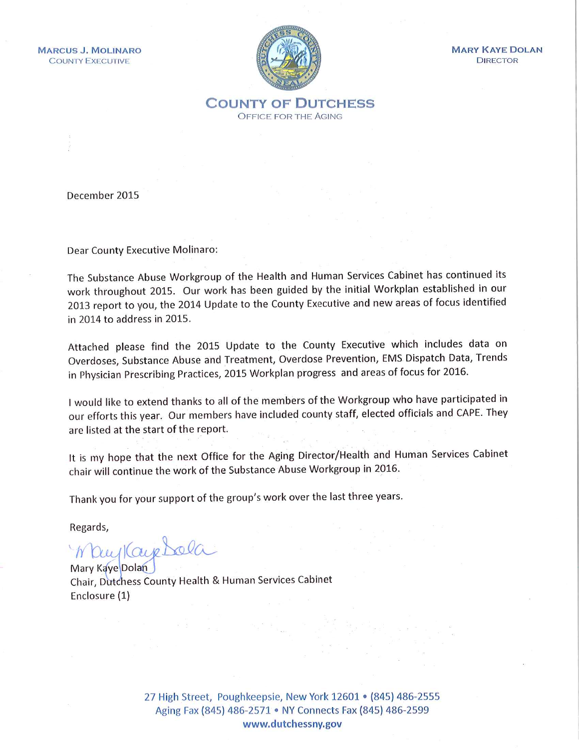**MARCUS J. MOLINARO**
COUNTY EXECUTIVE

**MARY KAYE DOLAN**
DIRECTOR

# COUNTY OF DUTCHESS
OFFICE FOR THE AGING

December 2015

Dear County Executive Molinaro:

The Substance Abuse Workgroup of the Health and Human Services Cabinet has continued its work throughout 2015. Our work has been guided by the initial Workplan established in our 2013 report to you, the 2014 Update to the County Executive and new areas of focus identified in 2014 to address in 2015.

Attached please find the 2015 Update to the County Executive which includes data on Overdoses, Substance Abuse and Treatment, Overdose Prevention, EMS Dispatch Data, Trends in Physician Prescribing Practices, 2015 Workplan progress and areas of focus for 2016.

I would like to extend thanks to all of the members of the Workgroup who have participated in our efforts this year. Our members have included county staff, elected officials and CAPE. They are listed at the start of the report.

It is my hope that the next Office for the Aging Director/Health and Human Services Cabinet chair will continue the work of the Substance Abuse Workgroup in 2016.

Thank you for your support of the group's work over the last three years.

Regards,

Mary Kaye Dolan
Chair, Dutchess County Health & Human Services Cabinet
Enclosure (1)

27 High Street, Poughkeepsie, New York 12601 • (845) 486-2555
Aging Fax (845) 486-2571 • NY Connects Fax (845) 486-2599
www.dutchessny.gov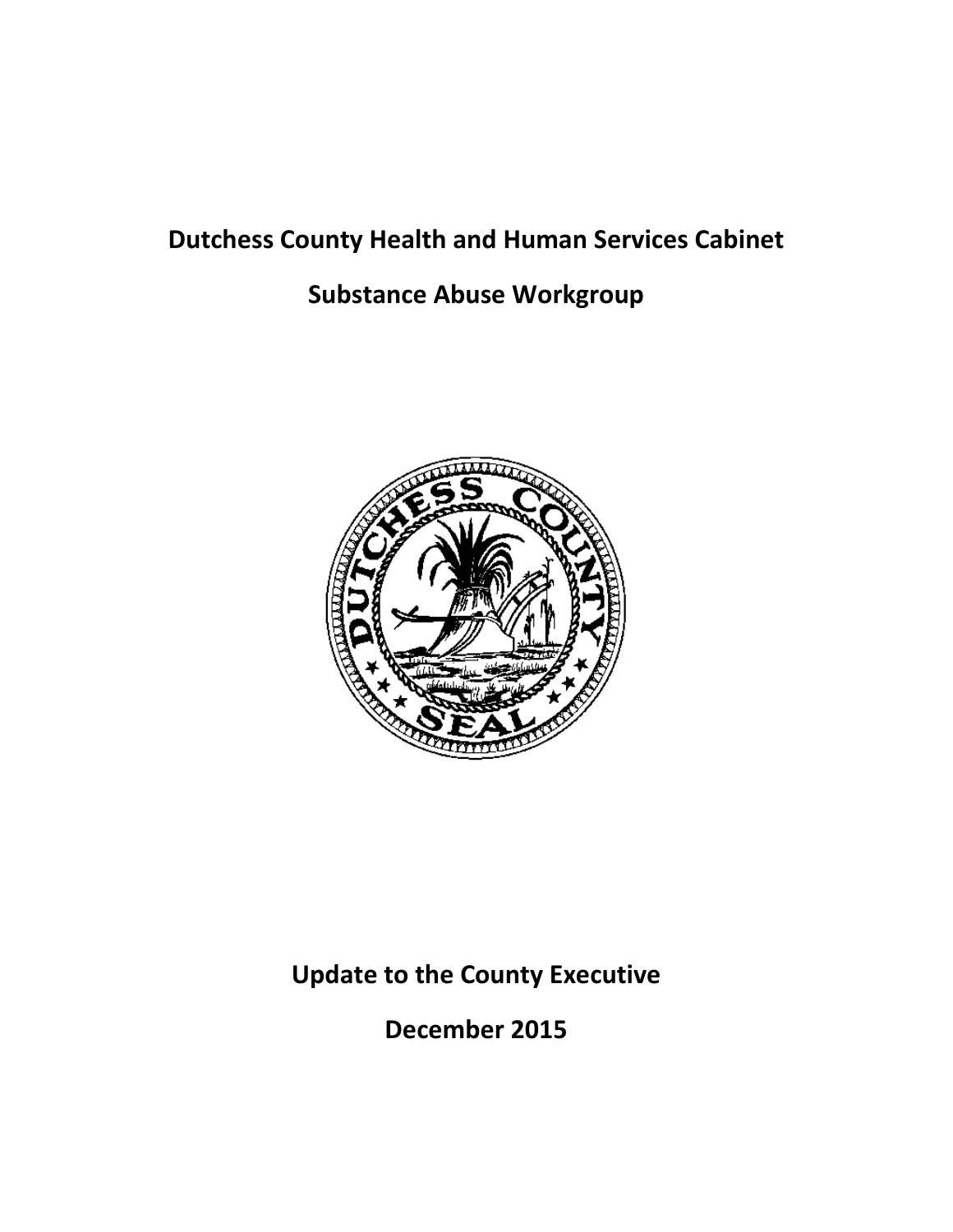# Dutchess County Health and Human Services Cabinet

## Substance Abuse Workgroup

## Update to the County Executive

## December 2015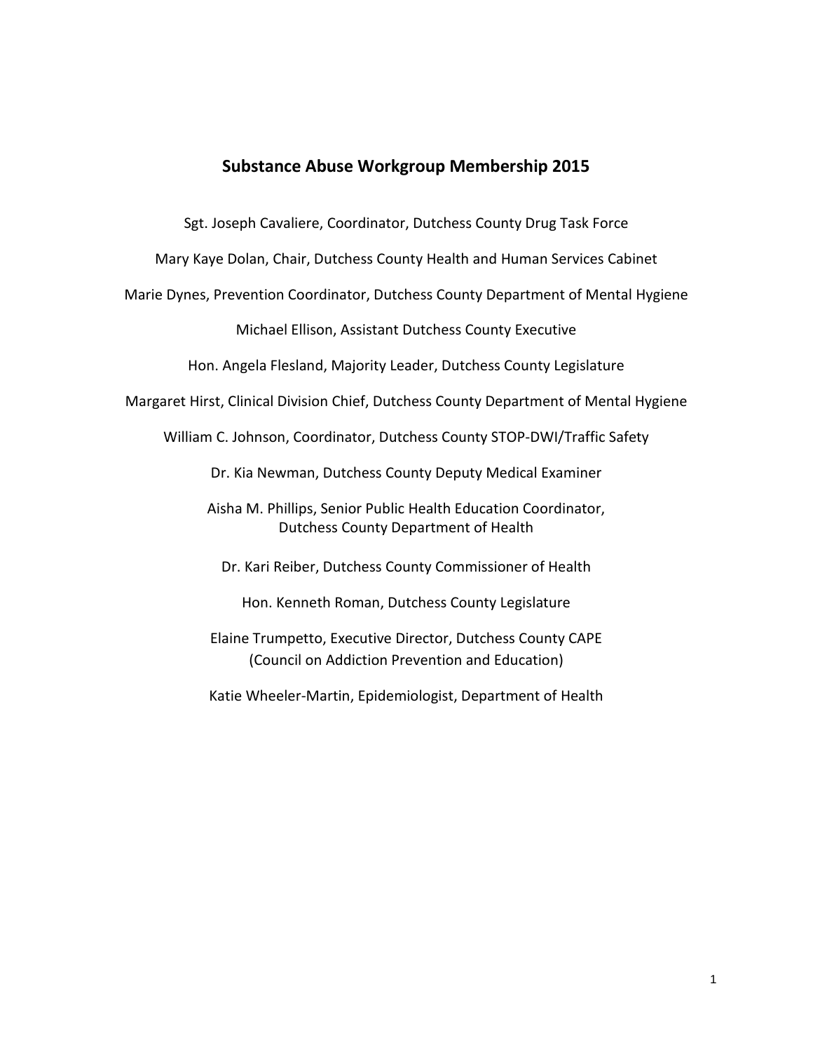## Substance Abuse Workgroup Membership 2015

Sgt. Joseph Cavaliere, Coordinator, Dutchess County Drug Task Force

Mary Kaye Dolan, Chair, Dutchess County Health and Human Services Cabinet

Marie Dynes, Prevention Coordinator, Dutchess County Department of Mental Hygiene

Michael Ellison, Assistant Dutchess County Executive

Hon. Angela Flesland, Majority Leader, Dutchess County Legislature

Margaret Hirst, Clinical Division Chief, Dutchess County Department of Mental Hygiene

William C. Johnson, Coordinator, Dutchess County STOP-DWI/Traffic Safety

Dr. Kia Newman, Dutchess County Deputy Medical Examiner

Aisha M. Phillips, Senior Public Health Education Coordinator,
Dutchess County Department of Health

Dr. Kari Reiber, Dutchess County Commissioner of Health

Hon. Kenneth Roman, Dutchess County Legislature

Elaine Trumpetto, Executive Director, Dutchess County CAPE
(Council on Addiction Prevention and Education)

Katie Wheeler-Martin, Epidemiologist, Department of Health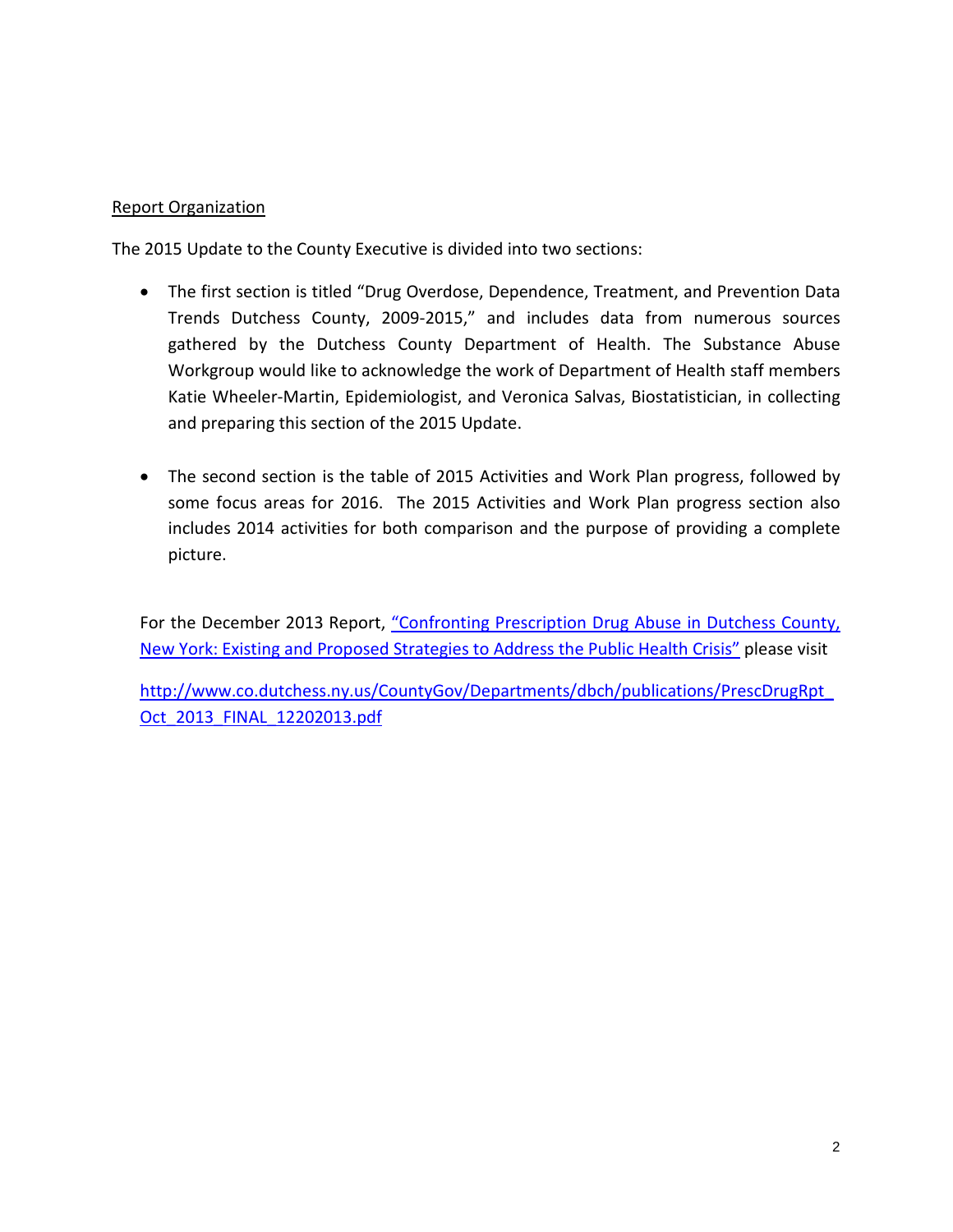Report Organization

The 2015 Update to the County Executive is divided into two sections:

- The first section is titled "Drug Overdose, Dependence, Treatment, and Prevention Data Trends Dutchess County, 2009-2015," and includes data from numerous sources gathered by the Dutchess County Department of Health. The Substance Abuse Workgroup would like to acknowledge the work of Department of Health staff members Katie Wheeler-Martin, Epidemiologist, and Veronica Salvas, Biostatistician, in collecting and preparing this section of the 2015 Update.

- The second section is the table of 2015 Activities and Work Plan progress, followed by some focus areas for 2016. The 2015 Activities and Work Plan progress section also includes 2014 activities for both comparison and the purpose of providing a complete picture.

For the December 2013 Report, "Confronting Prescription Drug Abuse in Dutchess County, New York: Existing and Proposed Strategies to Address the Public Health Crisis" please visit

http://www.co.dutchess.ny.us/CountyGov/Departments/dbch/publications/PrescDrugRpt_Oct_2013_FINAL_12202013.pdf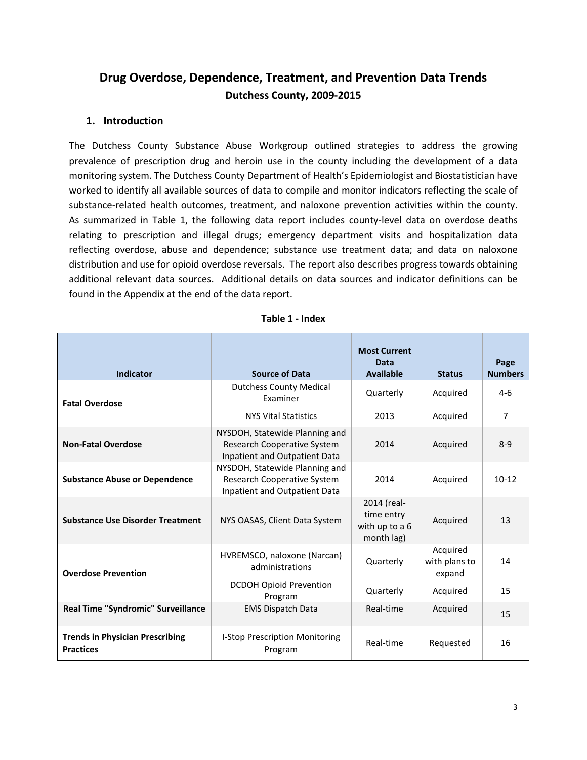# Drug Overdose, Dependence, Treatment, and Prevention Data Trends

**Dutchess County, 2009-2015**

## 1. Introduction

The Dutchess County Substance Abuse Workgroup outlined strategies to address the growing prevalence of prescription drug and heroin use in the county including the development of a data monitoring system. The Dutchess County Department of Health's Epidemiologist and Biostatistician have worked to identify all available sources of data to compile and monitor indicators reflecting the scale of substance-related health outcomes, treatment, and naloxone prevention activities within the county. As summarized in Table 1, the following data report includes county-level data on overdose deaths relating to prescription and illegal drugs; emergency department visits and hospitalization data reflecting overdose, abuse and dependence; substance use treatment data; and data on naloxone distribution and use for opioid overdose reversals. The report also describes progress towards obtaining additional relevant data sources. Additional details on data sources and indicator definitions can be found in the Appendix at the end of the data report.

**Table 1 - Index**

| Indicator | Source of Data | Most Current Data Available | Status | Page Numbers |
|---|---|---|---|---|
| **Fatal Overdose** | Dutchess County Medical Examiner | Quarterly | Acquired | 4-6 |
| | NYS Vital Statistics | 2013 | Acquired | 7 |
| **Non-Fatal Overdose** | NYSDOH, Statewide Planning and Research Cooperative System Inpatient and Outpatient Data | 2014 | Acquired | 8-9 |
| **Substance Abuse or Dependence** | NYSDOH, Statewide Planning and Research Cooperative System Inpatient and Outpatient Data | 2014 | Acquired | 10-12 |
| **Substance Use Disorder Treatment** | NYS OASAS, Client Data System | 2014 (real-time entry with up to a 6 month lag) | Acquired | 13 |
| **Overdose Prevention** | HVREMSCO, naloxone (Narcan) administrations | Quarterly | Acquired with plans to expand | 14 |
| | DCDOH Opioid Prevention Program | Quarterly | Acquired | 15 |
| **Real Time "Syndromic" Surveillance** | EMS Dispatch Data | Real-time | Acquired | 15 |
| **Trends in Physician Prescribing Practices** | I-Stop Prescription Monitoring Program | Real-time | Requested | 16 |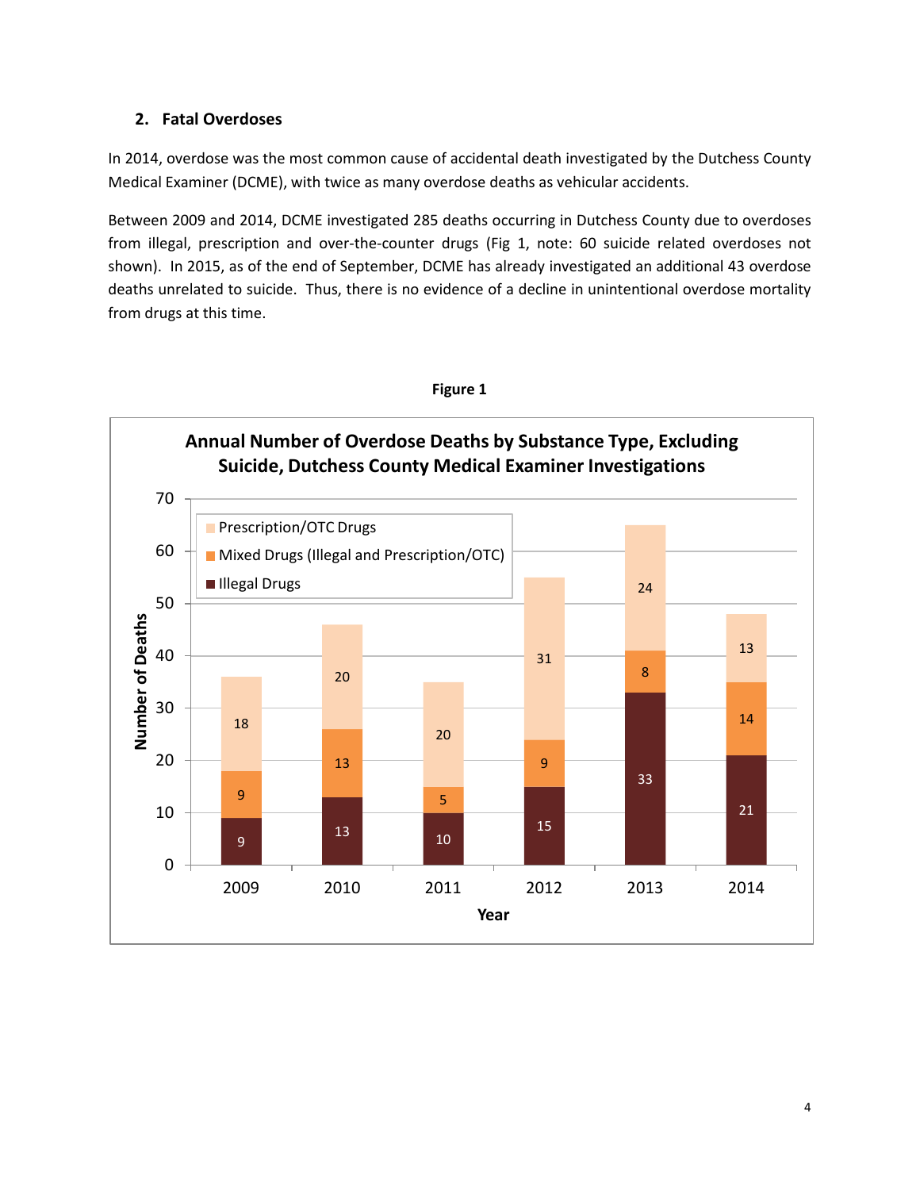## 2. Fatal Overdoses

In 2014, overdose was the most common cause of accidental death investigated by the Dutchess County Medical Examiner (DCME), with twice as many overdose deaths as vehicular accidents.

Between 2009 and 2014, DCME investigated 285 deaths occurring in Dutchess County due to overdoses from illegal, prescription and over-the-counter drugs (Fig 1, note: 60 suicide related overdoses not shown). In 2015, as of the end of September, DCME has already investigated an additional 43 overdose deaths unrelated to suicide. Thus, there is no evidence of a decline in unintentional overdose mortality from drugs at this time.

**Figure 1**

**Annual Number of Overdose Deaths by Substance Type, Excluding Suicide, Dutchess County Medical Examiner Investigations**

| Year | Illegal Drugs | Mixed Drugs (Illegal and Prescription/OTC) | Prescription/OTC Drugs |
| --- | --- | --- | --- |
| 2009 | 9 | 9 | 18 |
| 2010 | 13 | 13 | 20 |
| 2011 | 10 | 5 | 20 |
| 2012 | 15 | 9 | 31 |
| 2013 | 33 | 8 | 24 |
| 2014 | 21 | 14 | 13 |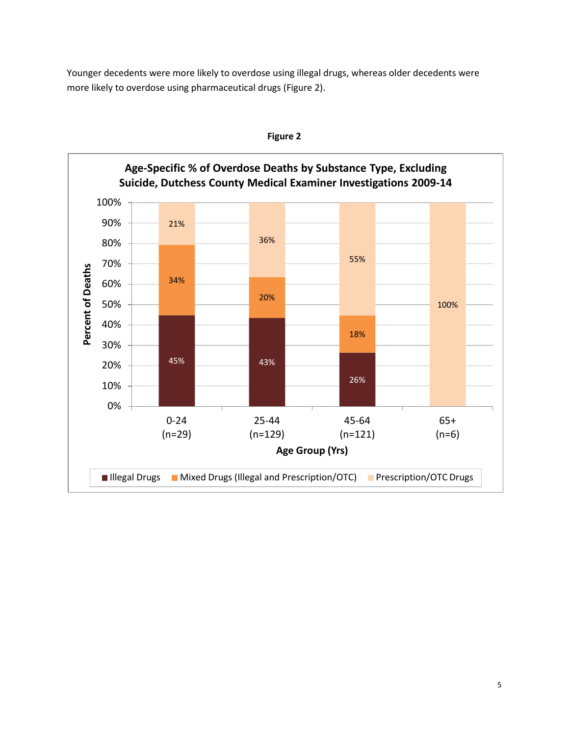Younger decedents were more likely to overdose using illegal drugs, whereas older decedents were more likely to overdose using pharmaceutical drugs (Figure 2).

**Figure 2**

**Age-Specific % of Overdose Deaths by Substance Type, Excluding Suicide, Dutchess County Medical Examiner Investigations 2009-14**

| Age Group (Yrs) | Illegal Drugs | Mixed Drugs (Illegal and Prescription/OTC) | Prescription/OTC Drugs |
|---|---|---|---|
| 0-24 (n=29) | 45% | 34% | 21% |
| 25-44 (n=129) | 43% | 20% | 36% |
| 45-64 (n=121) | 26% | 18% | 55% |
| 65+ (n=6) | | | 100% |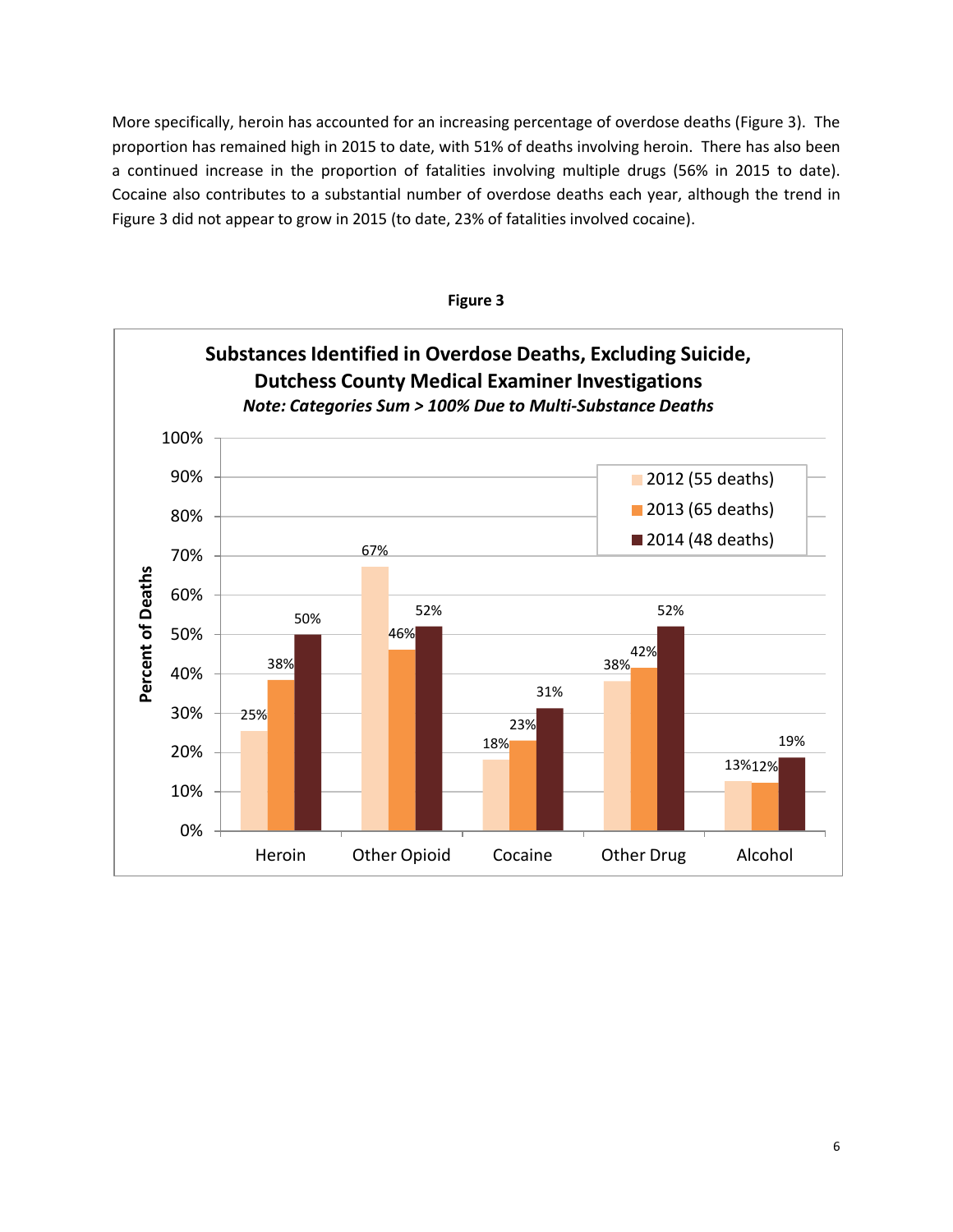More specifically, heroin has accounted for an increasing percentage of overdose deaths (Figure 3). The proportion has remained high in 2015 to date, with 51% of deaths involving heroin. There has also been a continued increase in the proportion of fatalities involving multiple drugs (56% in 2015 to date). Cocaine also contributes to a substantial number of overdose deaths each year, although the trend in Figure 3 did not appear to grow in 2015 (to date, 23% of fatalities involved cocaine).

**Figure 3**

**Substances Identified in Overdose Deaths, Excluding Suicide, Dutchess County Medical Examiner Investigations**

***Note: Categories Sum > 100% Due to Multi-Substance Deaths***

| Percent of Deaths | 2012 (55 deaths) | 2013 (65 deaths) | 2014 (48 deaths) |
| --- | --- | --- | --- |
| Heroin | 25% | 38% | 50% |
| Other Opioid | 67% | 46% | 52% |
| Cocaine | 18% | 23% | 31% |
| Other Drug | 38% | 42% | 52% |
| Alcohol | 13% | 12% | 19% |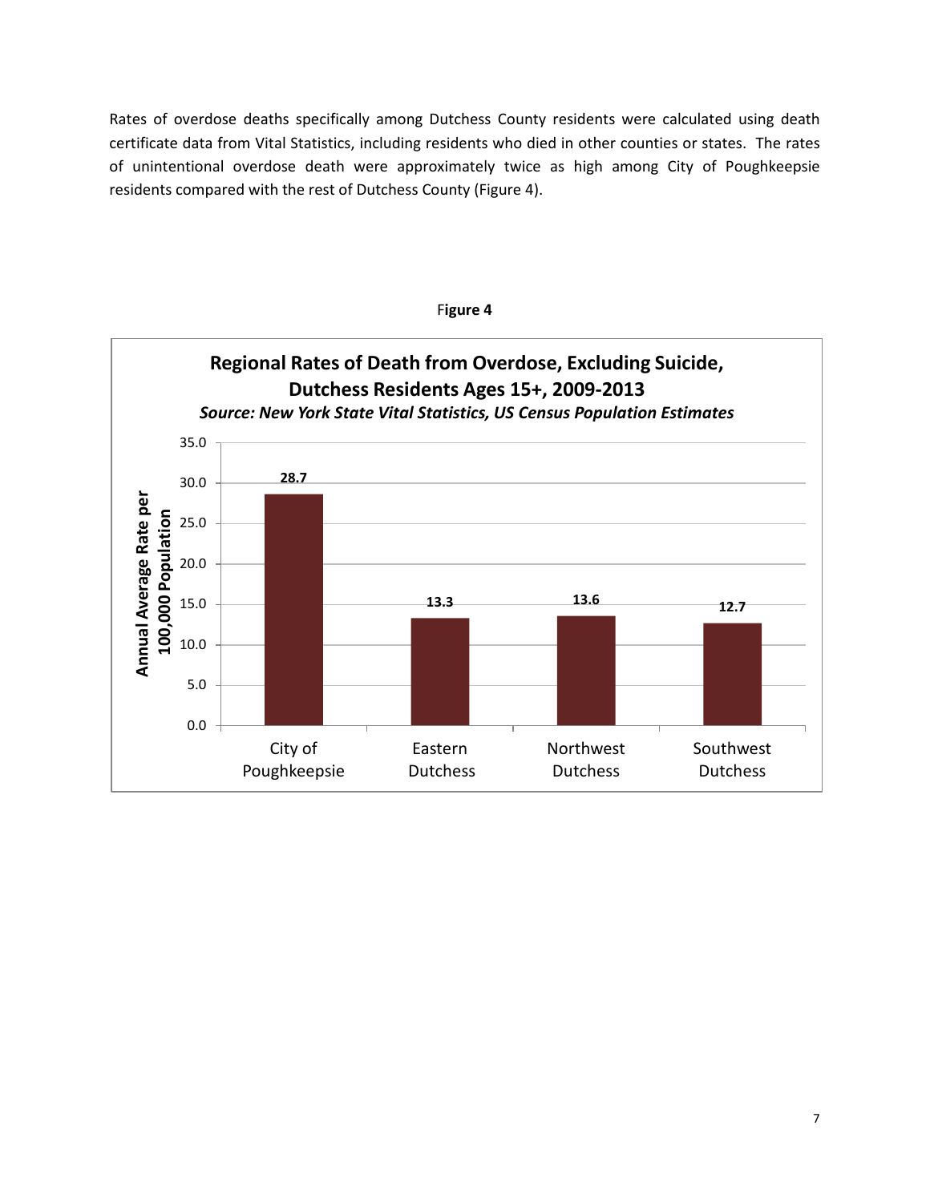Rates of overdose deaths specifically among Dutchess County residents were calculated using death certificate data from Vital Statistics, including residents who died in other counties or states. The rates of unintentional overdose death were approximately twice as high among City of Poughkeepsie residents compared with the rest of Dutchess County (Figure 4).

**Figure 4**

**Regional Rates of Death from Overdose, Excluding Suicide, Dutchess Residents Ages 15+, 2009-2013**

***Source: New York State Vital Statistics, US Census Population Estimates***

| Region | Annual Average Rate per 100,000 Population |
| --- | --- |
| City of Poughkeepsie | 28.7 |
| Eastern Dutchess | 13.3 |
| Northwest Dutchess | 13.6 |
| Southwest Dutchess | 12.7 |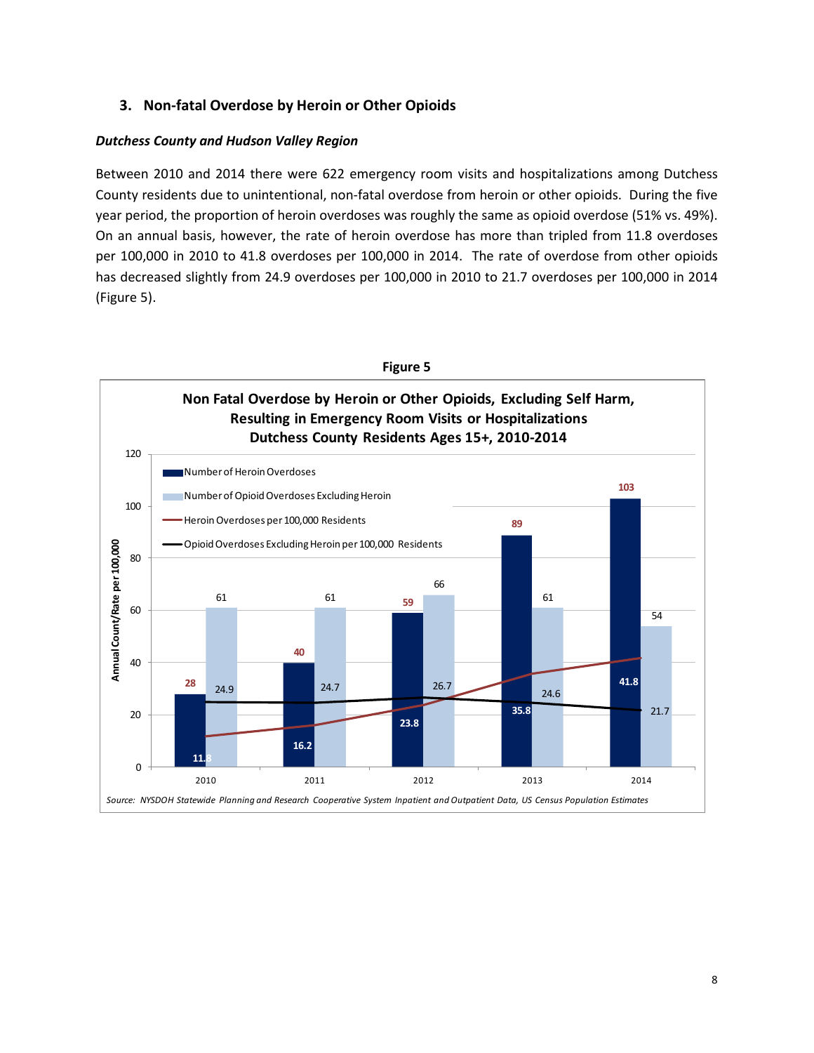### 3. Non-fatal Overdose by Heroin or Other Opioids

***Dutchess County and Hudson Valley Region***

Between 2010 and 2014 there were 622 emergency room visits and hospitalizations among Dutchess County residents due to unintentional, non-fatal overdose from heroin or other opioids. During the five year period, the proportion of heroin overdoses was roughly the same as opioid overdose (51% vs. 49%). On an annual basis, however, the rate of heroin overdose has more than tripled from 11.8 overdoses per 100,000 in 2010 to 41.8 overdoses per 100,000 in 2014. The rate of overdose from other opioids has decreased slightly from 24.9 overdoses per 100,000 in 2010 to 21.7 overdoses per 100,000 in 2014 (Figure 5).

**Figure 5**

**Non Fatal Overdose by Heroin or Other Opioids, Excluding Self Harm, Resulting in Emergency Room Visits or Hospitalizations Dutchess County Residents Ages 15+, 2010-2014**

| Year | Number of Heroin Overdoses | Number of Opioid Overdoses Excluding Heroin | Heroin Overdoses per 100,000 Residents | Opioid Overdoses Excluding Heroin per 100,000 Residents |
|---|---|---|---|---|
| 2010 | 28 | 61 | 11.8 | 24.9 |
| 2011 | 40 | 61 | 16.2 | 24.7 |
| 2012 | 59 | 66 | 23.8 | 26.7 |
| 2013 | 89 | 61 | 35.8 | 24.6 |
| 2014 | 103 | 54 | 41.8 | 21.7 |

*Source: NYSDOH Statewide Planning and Research Cooperative System Inpatient and Outpatient Data, US Census Population Estimates*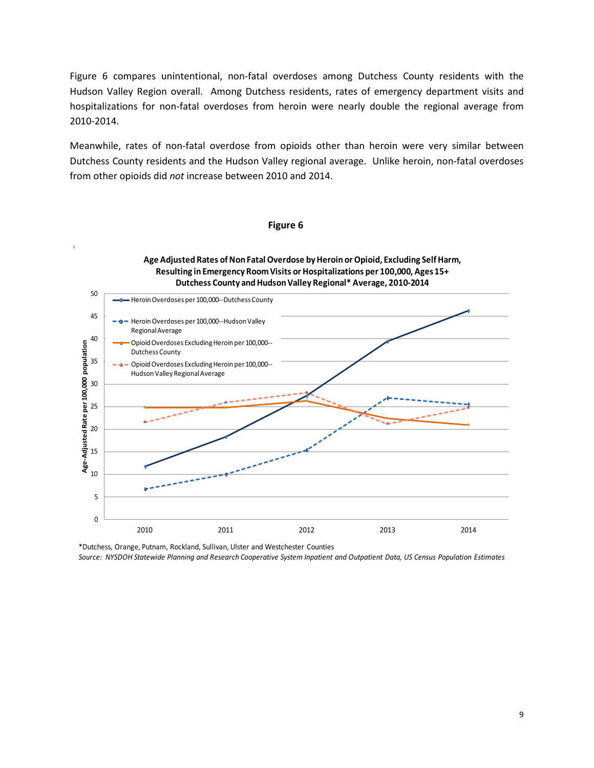Figure 6 compares unintentional, non-fatal overdoses among Dutchess County residents with the Hudson Valley Region overall. Among Dutchess residents, rates of emergency department visits and hospitalizations for non-fatal overdoses from heroin were nearly double the regional average from 2010-2014.

Meanwhile, rates of non-fatal overdose from opioids other than heroin were very similar between Dutchess County residents and the Hudson Valley regional average. Unlike heroin, non-fatal overdoses from other opioids did *not* increase between 2010 and 2014.

**Figure 6**

**Age Adjusted Rates of Non Fatal Overdose by Heroin or Opioid, Excluding Self Harm, Resulting in Emergency Room Visits or Hospitalizations per 100,000, Ages 15+ Dutchess County and Hudson Valley Regional* Average, 2010-2014**

*Dutchess, Orange, Putnam, Rockland, Sullivan, Ulster and Westchester Counties

*Source: NYSDOH Statewide Planning and Research Cooperative System Inpatient and Outpatient Data, US Census Population Estimates*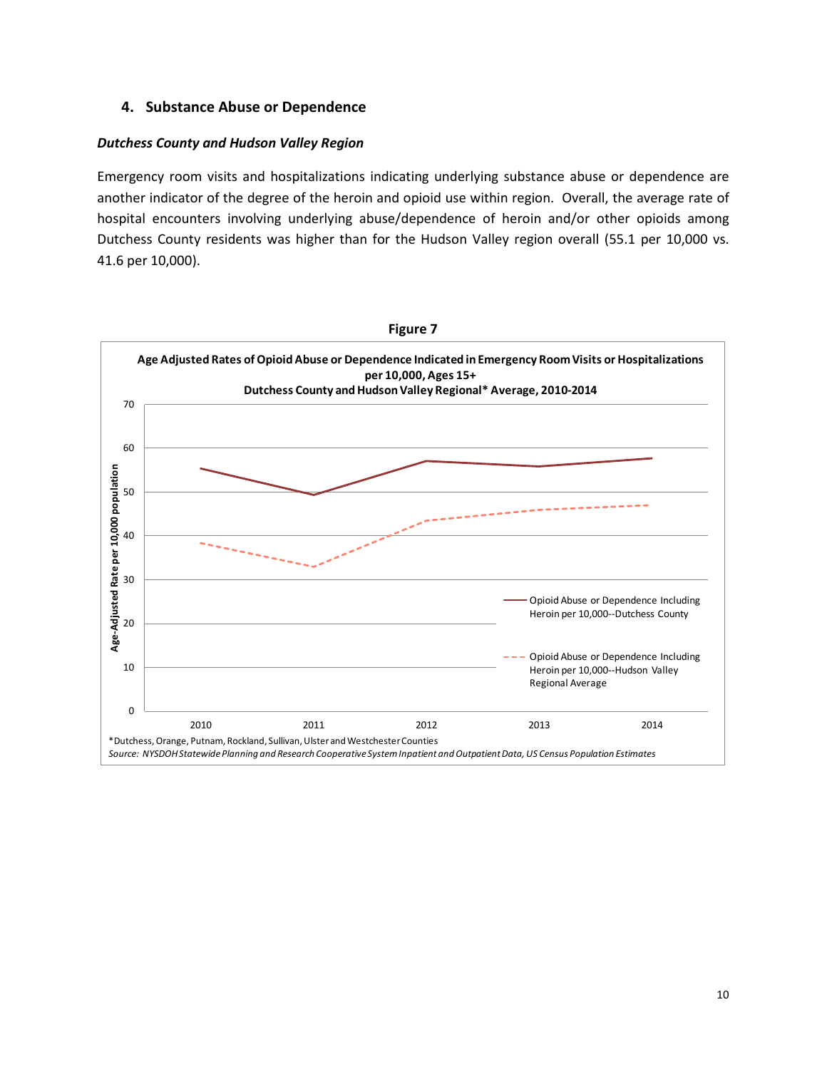## 4. Substance Abuse or Dependence

### *Dutchess County and Hudson Valley Region*

Emergency room visits and hospitalizations indicating underlying substance abuse or dependence are another indicator of the degree of the heroin and opioid use within region. Overall, the average rate of hospital encounters involving underlying abuse/dependence of heroin and/or other opioids among Dutchess County residents was higher than for the Hudson Valley region overall (55.1 per 10,000 vs. 41.6 per 10,000).

**Figure 7**

**Age Adjusted Rates of Opioid Abuse or Dependence Indicated in Emergency Room Visits or Hospitalizations per 10,000, Ages 15+ Dutchess County and Hudson Valley Regional* Average, 2010-2014**

*Dutchess, Orange, Putnam, Rockland, Sullivan, Ulster and Westchester Counties

*Source: NYSDOH Statewide Planning and Research Cooperative System Inpatient and Outpatient Data, US Census Population Estimates*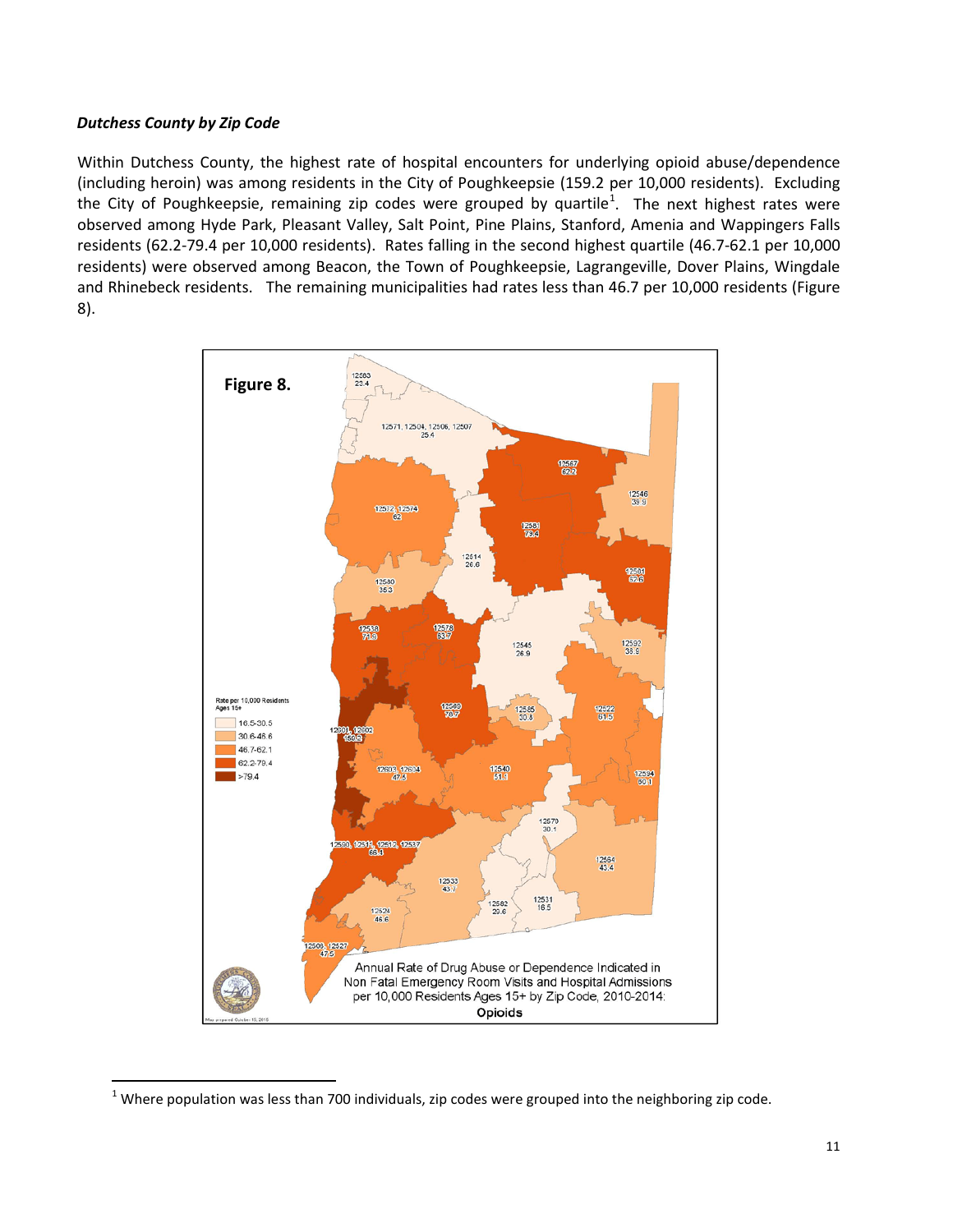***Dutchess County by Zip Code***

Within Dutchess County, the highest rate of hospital encounters for underlying opioid abuse/dependence (including heroin) was among residents in the City of Poughkeepsie (159.2 per 10,000 residents). Excluding the City of Poughkeepsie, remaining zip codes were grouped by quartile[1]. The next highest rates were observed among Hyde Park, Pleasant Valley, Salt Point, Pine Plains, Stanford, Amenia and Wappingers Falls residents (62.2-79.4 per 10,000 residents). Rates falling in the second highest quartile (46.7-62.1 per 10,000 residents) were observed among Beacon, the Town of Poughkeepsie, Lagrangeville, Dover Plains, Wingdale and Rhinebeck residents. The remaining municipalities had rates less than 46.7 per 10,000 residents (Figure 8).

**Figure 8.**

Annual Rate of Drug Abuse or Dependence Indicated in Non Fatal Emergency Room Visits and Hospital Admissions per 10,000 Residents Ages 15+ by Zip Code, 2010-2014: **Opioids**

---

[1] Where population was less than 700 individuals, zip codes were grouped into the neighboring zip code.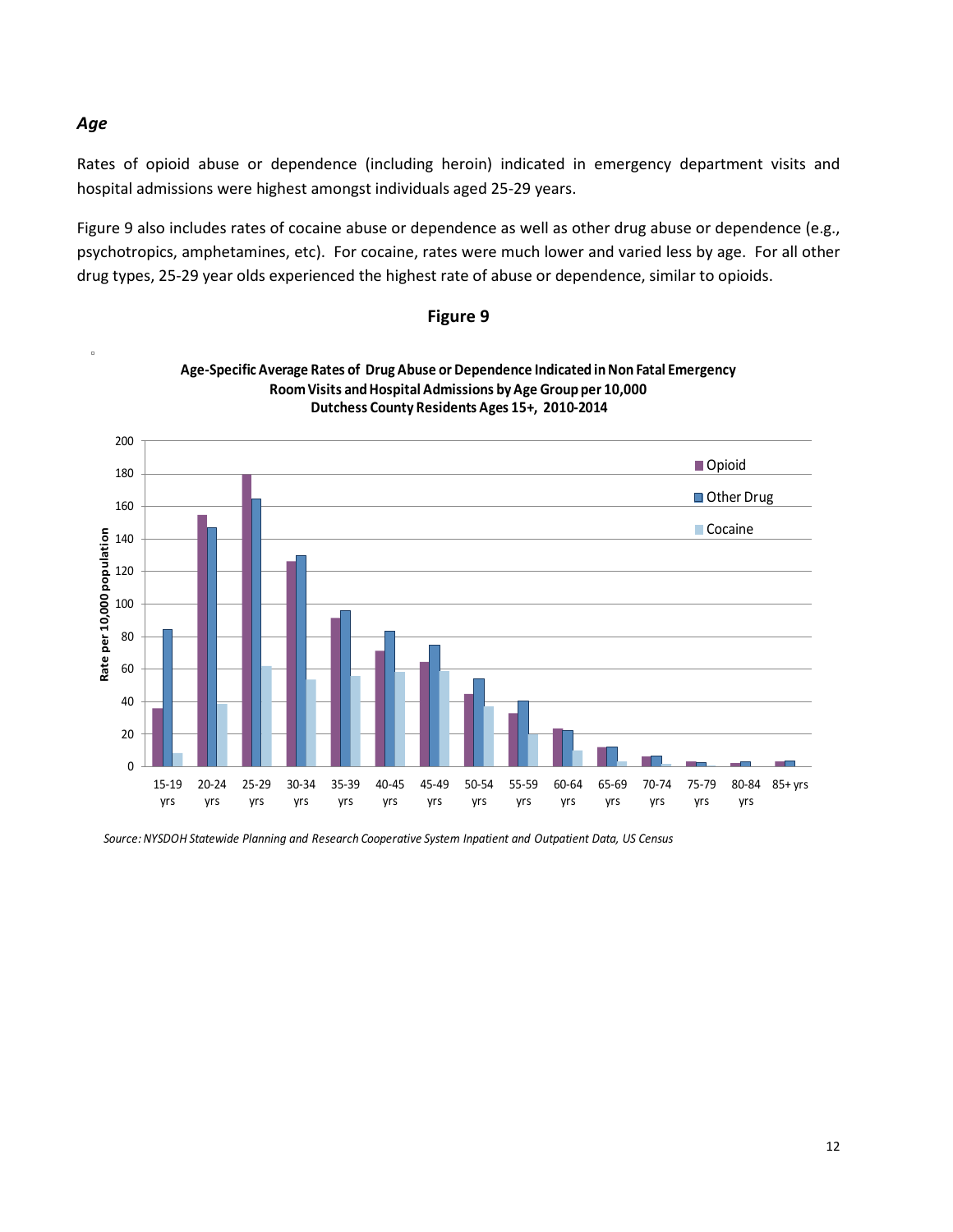*Age*

Rates of opioid abuse or dependence (including heroin) indicated in emergency department visits and hospital admissions were highest amongst individuals aged 25-29 years.

Figure 9 also includes rates of cocaine abuse or dependence as well as other drug abuse or dependence (e.g., psychotropics, amphetamines, etc). For cocaine, rates were much lower and varied less by age. For all other drug types, 25-29 year olds experienced the highest rate of abuse or dependence, similar to opioids.

**Figure 9**

**Age-Specific Average Rates of Drug Abuse or Dependence Indicated in Non Fatal Emergency Room Visits and Hospital Admissions by Age Group per 10,000 Dutchess County Residents Ages 15+, 2010-2014**

*Source: NYSDOH Statewide Planning and Research Cooperative System Inpatient and Outpatient Data, US Census*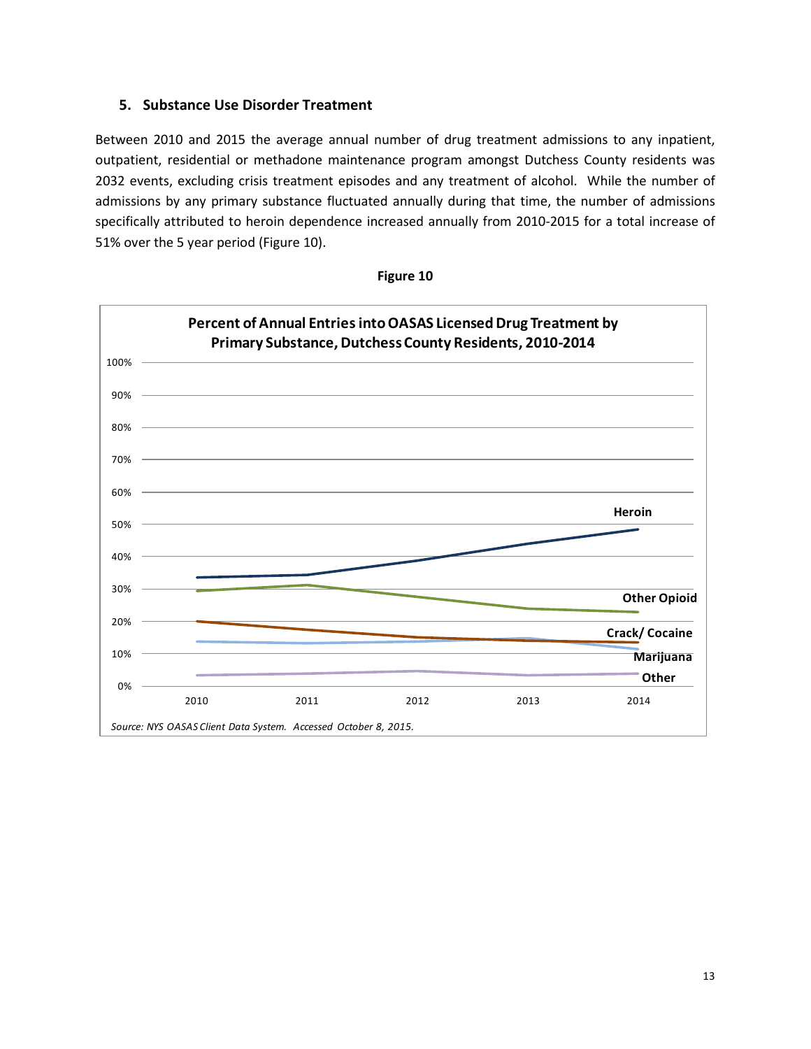## 5. Substance Use Disorder Treatment

Between 2010 and 2015 the average annual number of drug treatment admissions to any inpatient, outpatient, residential or methadone maintenance program amongst Dutchess County residents was 2032 events, excluding crisis treatment episodes and any treatment of alcohol. While the number of admissions by any primary substance fluctuated annually during that time, the number of admissions specifically attributed to heroin dependence increased annually from 2010-2015 for a total increase of 51% over the 5 year period (Figure 10).

**Figure 10**

**Percent of Annual Entries into OASAS Licensed Drug Treatment by Primary Substance, Dutchess County Residents, 2010-2014**

*Source: NYS OASAS Client Data System. Accessed October 8, 2015.*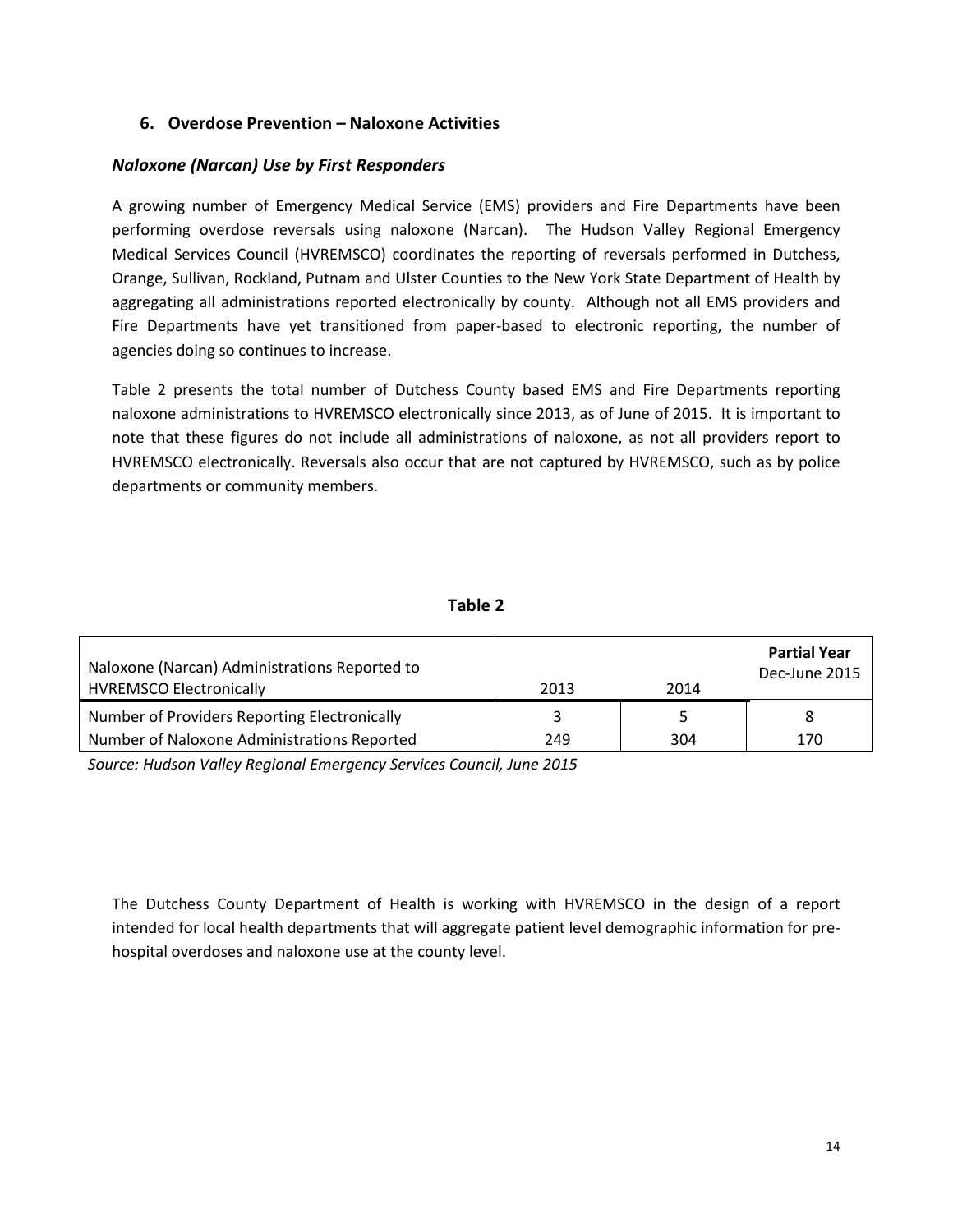## 6. Overdose Prevention – Naloxone Activities

### *Naloxone (Narcan) Use by First Responders*

A growing number of Emergency Medical Service (EMS) providers and Fire Departments have been performing overdose reversals using naloxone (Narcan). The Hudson Valley Regional Emergency Medical Services Council (HVREMSCO) coordinates the reporting of reversals performed in Dutchess, Orange, Sullivan, Rockland, Putnam and Ulster Counties to the New York State Department of Health by aggregating all administrations reported electronically by county. Although not all EMS providers and Fire Departments have yet transitioned from paper-based to electronic reporting, the number of agencies doing so continues to increase.

Table 2 presents the total number of Dutchess County based EMS and Fire Departments reporting naloxone administrations to HVREMSCO electronically since 2013, as of June of 2015. It is important to note that these figures do not include all administrations of naloxone, as not all providers report to HVREMSCO electronically. Reversals also occur that are not captured by HVREMSCO, such as by police departments or community members.

**Table 2**

| Naloxone (Narcan) Administrations Reported to HVREMSCO Electronically | 2013 | 2014 | **Partial Year** Dec-June 2015 |
|---|---|---|---|
| Number of Providers Reporting Electronically | 3 | 5 | 8 |
| Number of Naloxone Administrations Reported | 249 | 304 | 170 |

*Source: Hudson Valley Regional Emergency Services Council, June 2015*

The Dutchess County Department of Health is working with HVREMSCO in the design of a report intended for local health departments that will aggregate patient level demographic information for pre-hospital overdoses and naloxone use at the county level.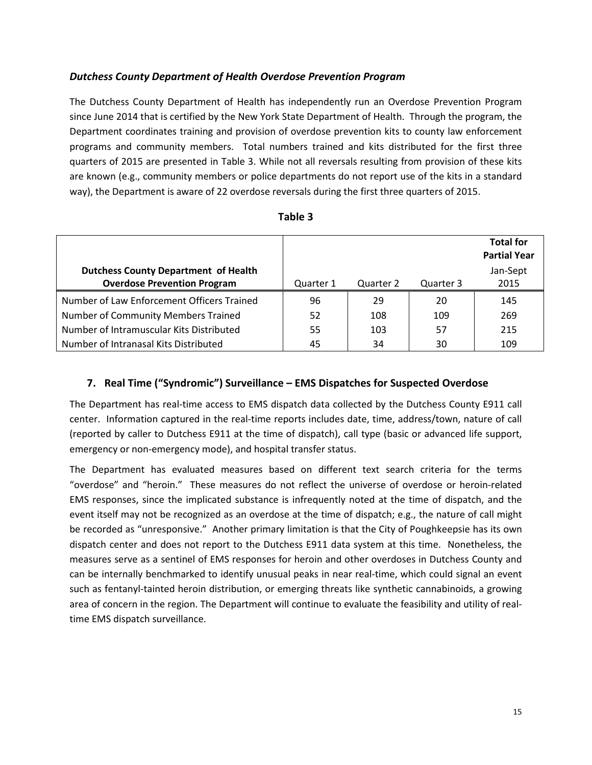### *Dutchess County Department of Health Overdose Prevention Program*

The Dutchess County Department of Health has independently run an Overdose Prevention Program since June 2014 that is certified by the New York State Department of Health. Through the program, the Department coordinates training and provision of overdose prevention kits to county law enforcement programs and community members. Total numbers trained and kits distributed for the first three quarters of 2015 are presented in Table 3. While not all reversals resulting from provision of these kits are known (e.g., community members or police departments do not report use of the kits in a standard way), the Department is aware of 22 overdose reversals during the first three quarters of 2015.

**Table 3**

| **Dutchess County Department of Health Overdose Prevention Program** | Quarter 1 | Quarter 2 | Quarter 3 | **Total for Partial Year** Jan-Sept 2015 |
|---|---|---|---|---|
| Number of Law Enforcement Officers Trained | 96 | 29 | 20 | 145 |
| Number of Community Members Trained | 52 | 108 | 109 | 269 |
| Number of Intramuscular Kits Distributed | 55 | 103 | 57 | 215 |
| Number of Intranasal Kits Distributed | 45 | 34 | 30 | 109 |

## 7. Real Time ("Syndromic") Surveillance – EMS Dispatches for Suspected Overdose

The Department has real-time access to EMS dispatch data collected by the Dutchess County E911 call center. Information captured in the real-time reports includes date, time, address/town, nature of call (reported by caller to Dutchess E911 at the time of dispatch), call type (basic or advanced life support, emergency or non-emergency mode), and hospital transfer status.

The Department has evaluated measures based on different text search criteria for the terms "overdose" and "heroin." These measures do not reflect the universe of overdose or heroin-related EMS responses, since the implicated substance is infrequently noted at the time of dispatch, and the event itself may not be recognized as an overdose at the time of dispatch; e.g., the nature of call might be recorded as "unresponsive." Another primary limitation is that the City of Poughkeepsie has its own dispatch center and does not report to the Dutchess E911 data system at this time. Nonetheless, the measures serve as a sentinel of EMS responses for heroin and other overdoses in Dutchess County and can be internally benchmarked to identify unusual peaks in near real-time, which could signal an event such as fentanyl-tainted heroin distribution, or emerging threats like synthetic cannabinoids, a growing area of concern in the region. The Department will continue to evaluate the feasibility and utility of real-time EMS dispatch surveillance.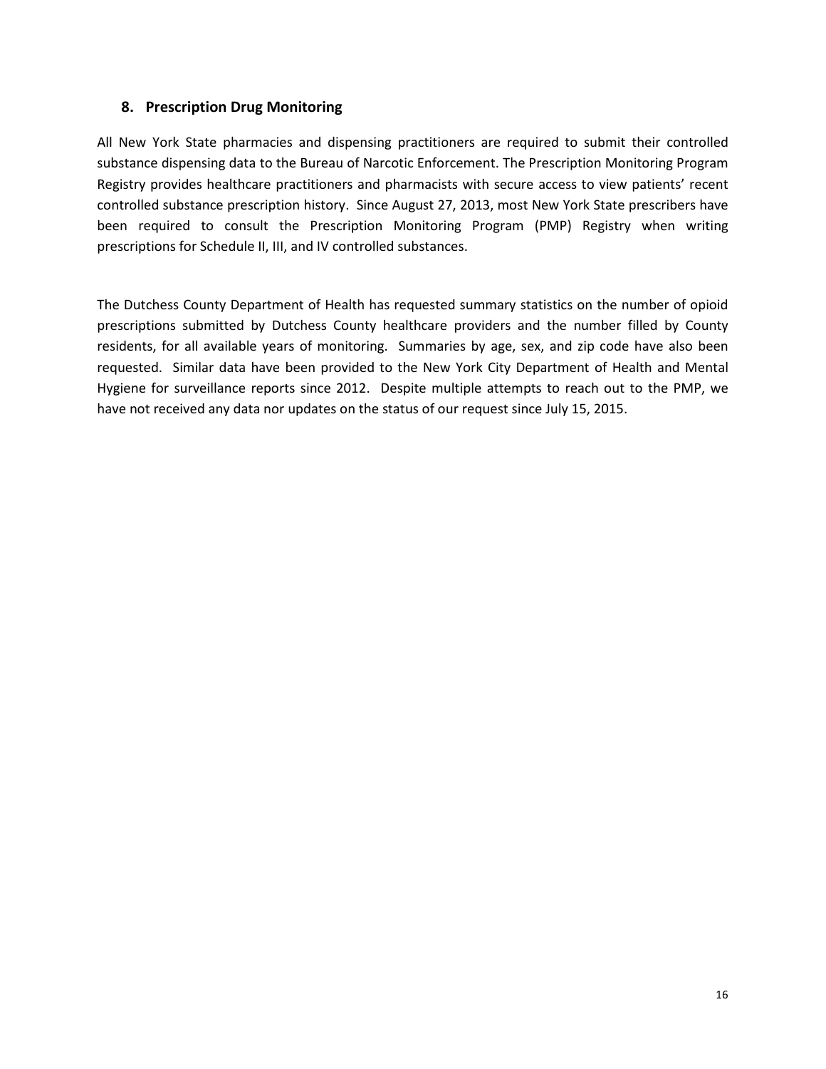## 8. Prescription Drug Monitoring

All New York State pharmacies and dispensing practitioners are required to submit their controlled substance dispensing data to the Bureau of Narcotic Enforcement. The Prescription Monitoring Program Registry provides healthcare practitioners and pharmacists with secure access to view patients' recent controlled substance prescription history. Since August 27, 2013, most New York State prescribers have been required to consult the Prescription Monitoring Program (PMP) Registry when writing prescriptions for Schedule II, III, and IV controlled substances.

The Dutchess County Department of Health has requested summary statistics on the number of opioid prescriptions submitted by Dutchess County healthcare providers and the number filled by County residents, for all available years of monitoring. Summaries by age, sex, and zip code have also been requested. Similar data have been provided to the New York City Department of Health and Mental Hygiene for surveillance reports since 2012. Despite multiple attempts to reach out to the PMP, we have not received any data nor updates on the status of our request since July 15, 2015.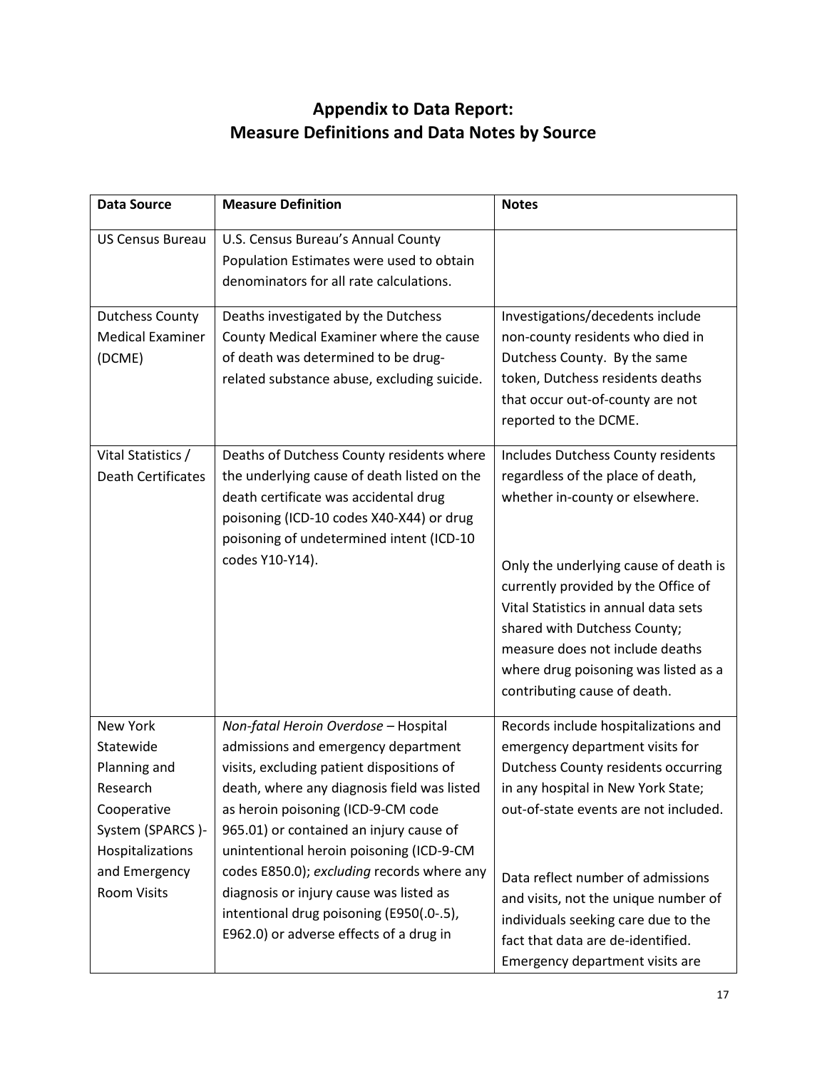# Appendix to Data Report:
# Measure Definitions and Data Notes by Source

| Data Source | Measure Definition | Notes |
|---|---|---|
| US Census Bureau | U.S. Census Bureau's Annual County Population Estimates were used to obtain denominators for all rate calculations. | |
| Dutchess County Medical Examiner (DCME) | Deaths investigated by the Dutchess County Medical Examiner where the cause of death was determined to be drug-related substance abuse, excluding suicide. | Investigations/decedents include non-county residents who died in Dutchess County. By the same token, Dutchess residents deaths that occur out-of-county are not reported to the DCME. |
| Vital Statistics / Death Certificates | Deaths of Dutchess County residents where the underlying cause of death listed on the death certificate was accidental drug poisoning (ICD-10 codes X40-X44) or drug poisoning of undetermined intent (ICD-10 codes Y10-Y14). | Includes Dutchess County residents regardless of the place of death, whether in-county or elsewhere.<br><br>Only the underlying cause of death is currently provided by the Office of Vital Statistics in annual data sets shared with Dutchess County; measure does not include deaths where drug poisoning was listed as a contributing cause of death. |
| New York Statewide Planning and Research Cooperative System (SPARCS )- Hospitalizations and Emergency Room Visits | *Non-fatal Heroin Overdose* – Hospital admissions and emergency department visits, excluding patient dispositions of death, where any diagnosis field was listed as heroin poisoning (ICD-9-CM code 965.01) or contained an injury cause of unintentional heroin poisoning (ICD-9-CM codes E850.0); *excluding* records where any diagnosis or injury cause was listed as intentional drug poisoning (E950(.0-.5), E962.0) or adverse effects of a drug in | Records include hospitalizations and emergency department visits for Dutchess County residents occurring in any hospital in New York State; out-of-state events are not included.<br><br>Data reflect number of admissions and visits, not the unique number of individuals seeking care due to the fact that data are de-identified. Emergency department visits are |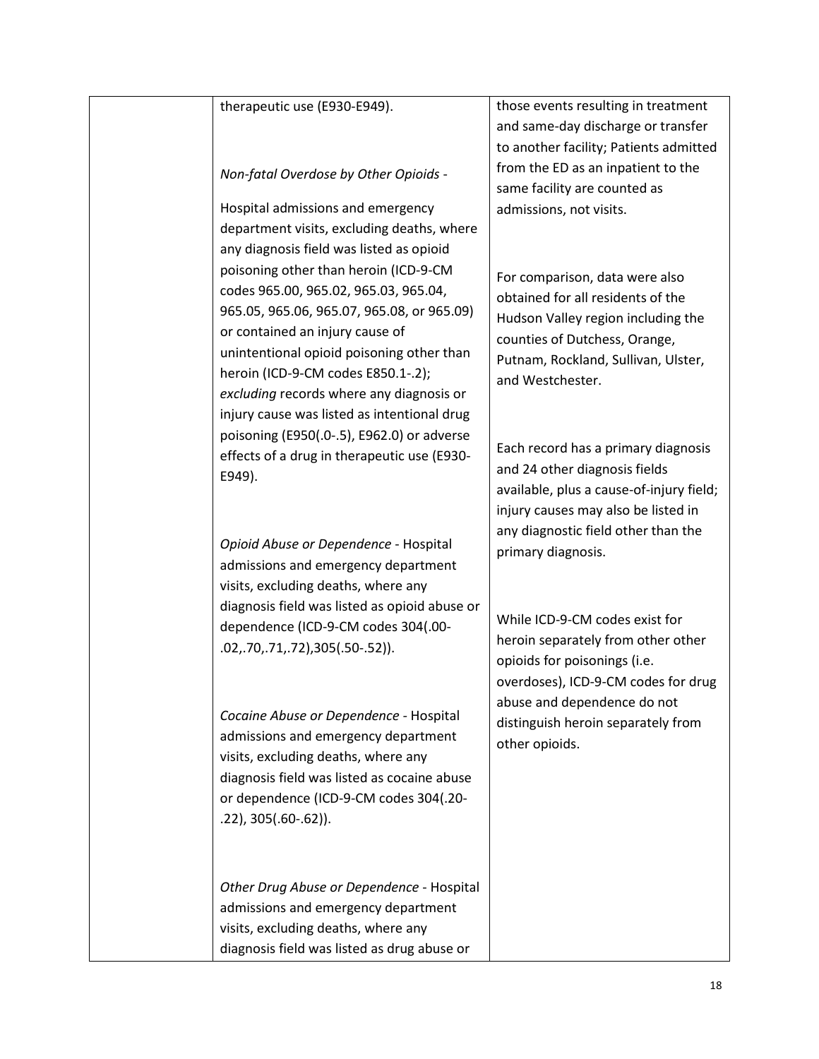| | | |
|---|---|---|
| | therapeutic use (E930-E949).<br><br>*Non-fatal Overdose by Other Opioids* -<br><br>Hospital admissions and emergency department visits, excluding deaths, where any diagnosis field was listed as opioid poisoning other than heroin (ICD-9-CM codes 965.00, 965.02, 965.03, 965.04, 965.05, 965.06, 965.07, 965.08, or 965.09) or contained an injury cause of unintentional opioid poisoning other than heroin (ICD-9-CM codes E850.1-.2); *excluding* records where any diagnosis or injury cause was listed as intentional drug poisoning (E950(.0-.5), E962.0) or adverse effects of a drug in therapeutic use (E930-E949).<br><br>*Opioid Abuse or Dependence* - Hospital admissions and emergency department visits, excluding deaths, where any diagnosis field was listed as opioid abuse or dependence (ICD-9-CM codes 304(.00-.02,.70,.71,.72),305(.50-.52)).<br><br>*Cocaine Abuse or Dependence* - Hospital admissions and emergency department visits, excluding deaths, where any diagnosis field was listed as cocaine abuse or dependence (ICD-9-CM codes 304(.20-.22), 305(.60-.62)).<br><br>*Other Drug Abuse or Dependence* - Hospital admissions and emergency department visits, excluding deaths, where any diagnosis field was listed as drug abuse or | those events resulting in treatment and same-day discharge or transfer to another facility; Patients admitted from the ED as an inpatient to the same facility are counted as admissions, not visits.<br><br>For comparison, data were also obtained for all residents of the Hudson Valley region including the counties of Dutchess, Orange, Putnam, Rockland, Sullivan, Ulster, and Westchester.<br><br>Each record has a primary diagnosis and 24 other diagnosis fields available, plus a cause-of-injury field; injury causes may also be listed in any diagnostic field other than the primary diagnosis.<br><br>While ICD-9-CM codes exist for heroin separately from other other opioids for poisonings (i.e. overdoses), ICD-9-CM codes for drug abuse and dependence do not distinguish heroin separately from other opioids. |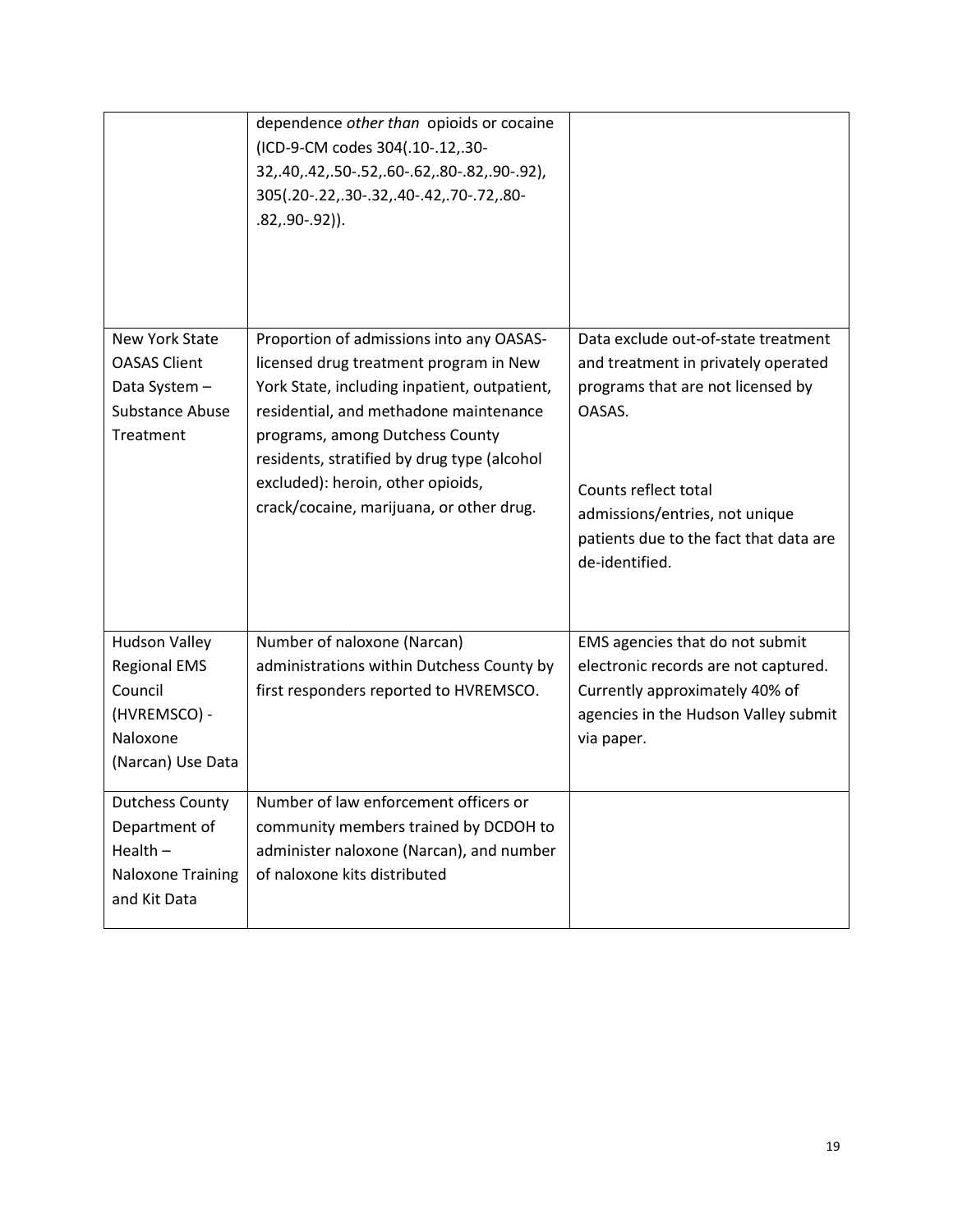| | | |
|---|---|---|
| | dependence *other than* opioids or cocaine (ICD-9-CM codes 304(.10-.12,.30-32,.40,.42,.50-.52,.60-.62,.80-.82,.90-.92), 305(.20-.22,.30-.32,.40-.42,.70-.72,.80-.82,.90-.92)). | |
| New York State OASAS Client Data System – Substance Abuse Treatment | Proportion of admissions into any OASAS-licensed drug treatment program in New York State, including inpatient, outpatient, residential, and methadone maintenance programs, among Dutchess County residents, stratified by drug type (alcohol excluded): heroin, other opioids, crack/cocaine, marijuana, or other drug. | Data exclude out-of-state treatment and treatment in privately operated programs that are not licensed by OASAS.<br><br>Counts reflect total admissions/entries, not unique patients due to the fact that data are de-identified. |
| Hudson Valley Regional EMS Council (HVREMSCO) - Naloxone (Narcan) Use Data | Number of naloxone (Narcan) administrations within Dutchess County by first responders reported to HVREMSCO. | EMS agencies that do not submit electronic records are not captured. Currently approximately 40% of agencies in the Hudson Valley submit via paper. |
| Dutchess County Department of Health – Naloxone Training and Kit Data | Number of law enforcement officers or community members trained by DCDOH to administer naloxone (Narcan), and number of naloxone kits distributed | |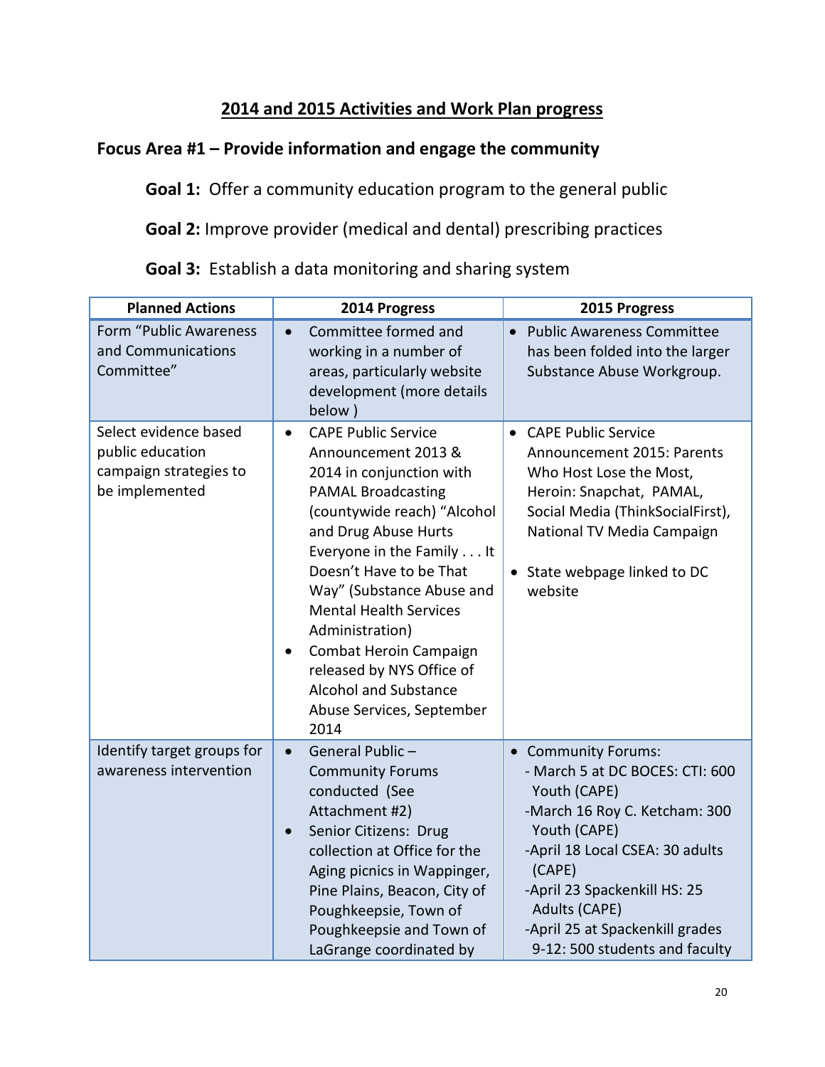## 2014 and 2015 Activities and Work Plan progress

### Focus Area #1 – Provide information and engage the community

**Goal 1:** Offer a community education program to the general public

**Goal 2:** Improve provider (medical and dental) prescribing practices

**Goal 3:** Establish a data monitoring and sharing system

| Planned Actions | 2014 Progress | 2015 Progress |
|---|---|---|
| Form "Public Awareness and Communications Committee" | • Committee formed and working in a number of areas, particularly website development (more details below ) | • Public Awareness Committee has been folded into the larger Substance Abuse Workgroup. |
| Select evidence based public education campaign strategies to be implemented | • CAPE Public Service Announcement 2013 & 2014 in conjunction with PAMAL Broadcasting (countywide reach) "Alcohol and Drug Abuse Hurts Everyone in the Family . . . It Doesn't Have to be That Way" (Substance Abuse and Mental Health Services Administration)<br>• Combat Heroin Campaign released by NYS Office of Alcohol and Substance Abuse Services, September 2014 | • CAPE Public Service Announcement 2015: Parents Who Host Lose the Most, Heroin: Snapchat, PAMAL, Social Media (ThinkSocialFirst), National TV Media Campaign<br>• State webpage linked to DC website |
| Identify target groups for awareness intervention | • General Public – Community Forums conducted (See Attachment #2)<br>• Senior Citizens: Drug collection at Office for the Aging picnics in Wappinger, Pine Plains, Beacon, City of Poughkeepsie, Town of Poughkeepsie and Town of LaGrange coordinated by | • Community Forums:<br>- March 5 at DC BOCES: CTI: 600 Youth (CAPE)<br>-March 16 Roy C. Ketcham: 300 Youth (CAPE)<br>-April 18 Local CSEA: 30 adults (CAPE)<br>-April 23 Spackenkill HS: 25 Adults (CAPE)<br>-April 25 at Spackenkill grades 9-12: 500 students and faculty |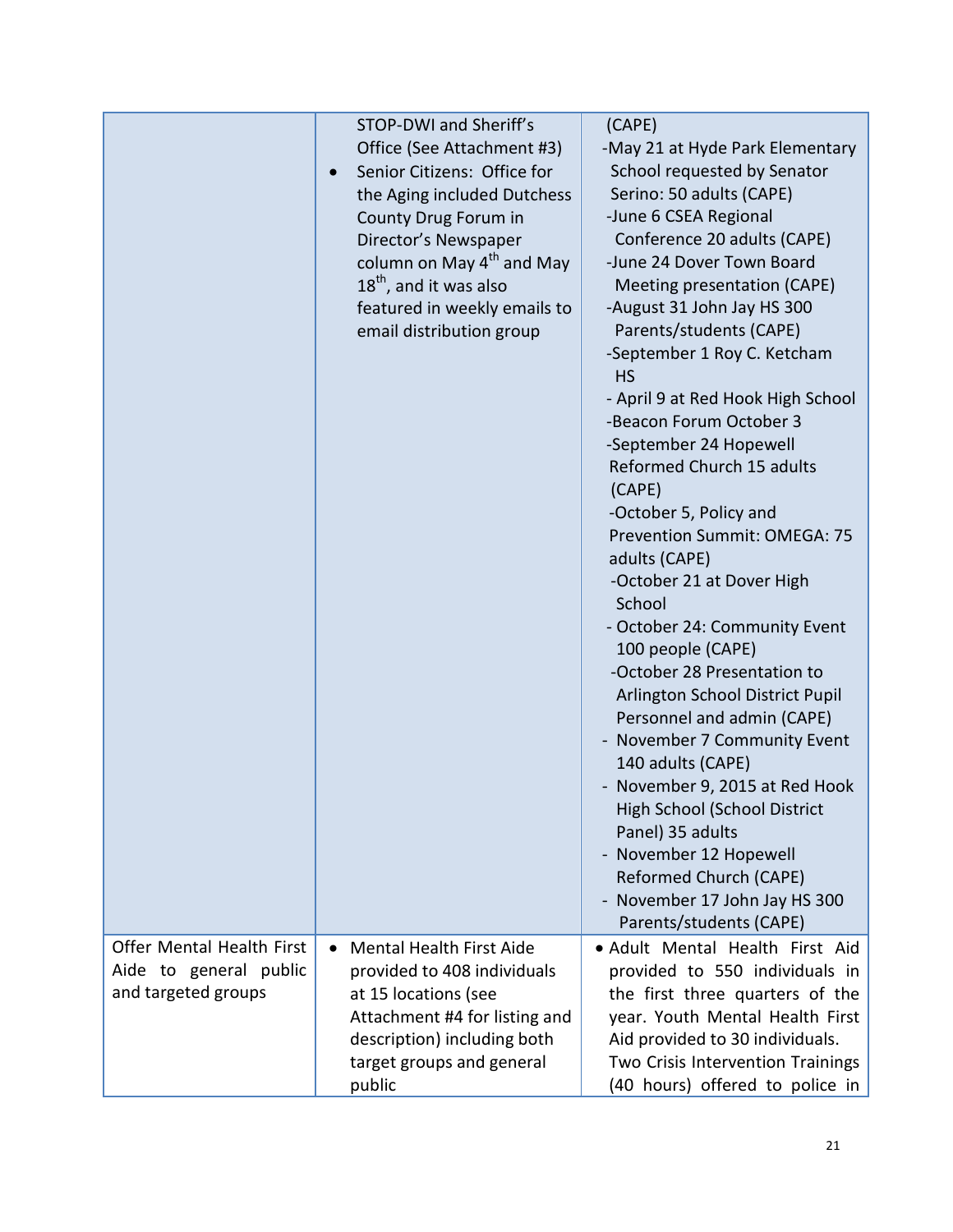| | | |
|---|---|---|
| | STOP-DWI and Sheriff's Office (See Attachment #3)<br>• Senior Citizens: Office for the Aging included Dutchess County Drug Forum in Director's Newspaper column on May 4th and May 18th, and it was also featured in weekly emails to email distribution group | (CAPE)<br>-May 21 at Hyde Park Elementary School requested by Senator Serino: 50 adults (CAPE)<br>-June 6 CSEA Regional Conference 20 adults (CAPE)<br>-June 24 Dover Town Board Meeting presentation (CAPE)<br>-August 31 John Jay HS 300 Parents/students (CAPE)<br>-September 1 Roy C. Ketcham HS<br>- April 9 at Red Hook High School<br>-Beacon Forum October 3<br>-September 24 Hopewell Reformed Church 15 adults (CAPE)<br>-October 5, Policy and Prevention Summit: OMEGA: 75 adults (CAPE)<br>-October 21 at Dover High School<br>- October 24: Community Event 100 people (CAPE)<br>-October 28 Presentation to Arlington School District Pupil Personnel and admin (CAPE)<br>- November 7 Community Event 140 adults (CAPE)<br>- November 9, 2015 at Red Hook High School (School District Panel) 35 adults<br>- November 12 Hopewell Reformed Church (CAPE)<br>- November 17 John Jay HS 300 Parents/students (CAPE) |
| Offer Mental Health First Aide to general public and targeted groups | • Mental Health First Aide provided to 408 individuals at 15 locations (see Attachment #4 for listing and description) including both target groups and general public | • Adult Mental Health First Aid provided to 550 individuals in the first three quarters of the year. Youth Mental Health First Aid provided to 30 individuals. Two Crisis Intervention Trainings (40 hours) offered to police in |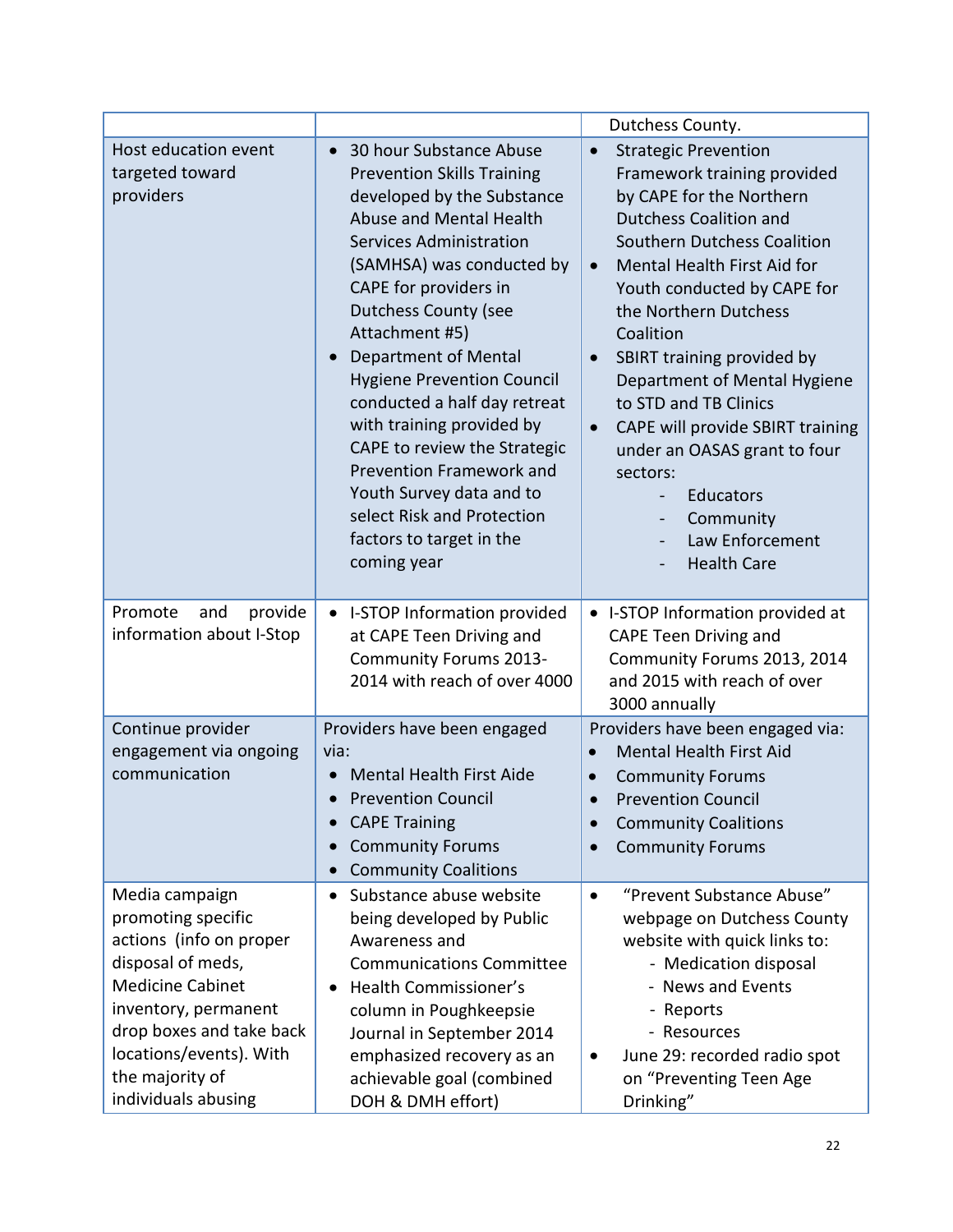| | | |
|---|---|---|
| | | Dutchess County. |
| Host education event targeted toward providers | • 30 hour Substance Abuse Prevention Skills Training developed by the Substance Abuse and Mental Health Services Administration (SAMHSA) was conducted by CAPE for providers in Dutchess County (see Attachment #5)<br>• Department of Mental Hygiene Prevention Council conducted a half day retreat with training provided by CAPE to review the Strategic Prevention Framework and Youth Survey data and to select Risk and Protection factors to target in the coming year | • Strategic Prevention Framework training provided by CAPE for the Northern Dutchess Coalition and Southern Dutchess Coalition<br>• Mental Health First Aid for Youth conducted by CAPE for the Northern Dutchess Coalition<br>• SBIRT training provided by Department of Mental Hygiene to STD and TB Clinics<br>• CAPE will provide SBIRT training under an OASAS grant to four sectors:<br>- Educators<br>- Community<br>- Law Enforcement<br>- Health Care |
| Promote and provide information about I-Stop | • I-STOP Information provided at CAPE Teen Driving and Community Forums 2013-2014 with reach of over 4000 | • I-STOP Information provided at CAPE Teen Driving and Community Forums 2013, 2014 and 2015 with reach of over 3000 annually |
| Continue provider engagement via ongoing communication | Providers have been engaged via:<br>• Mental Health First Aide<br>• Prevention Council<br>• CAPE Training<br>• Community Forums<br>• Community Coalitions | Providers have been engaged via:<br>• Mental Health First Aid<br>• Community Forums<br>• Prevention Council<br>• Community Coalitions<br>• Community Forums |
| Media campaign promoting specific actions (info on proper disposal of meds, Medicine Cabinet inventory, permanent drop boxes and take back locations/events). With the majority of individuals abusing | • Substance abuse website being developed by Public Awareness and Communications Committee<br>• Health Commissioner's column in Poughkeepsie Journal in September 2014 emphasized recovery as an achievable goal (combined DOH & DMH effort) | • "Prevent Substance Abuse" webpage on Dutchess County website with quick links to:<br>- Medication disposal<br>- News and Events<br>- Reports<br>- Resources<br>• June 29: recorded radio spot on "Preventing Teen Age Drinking" |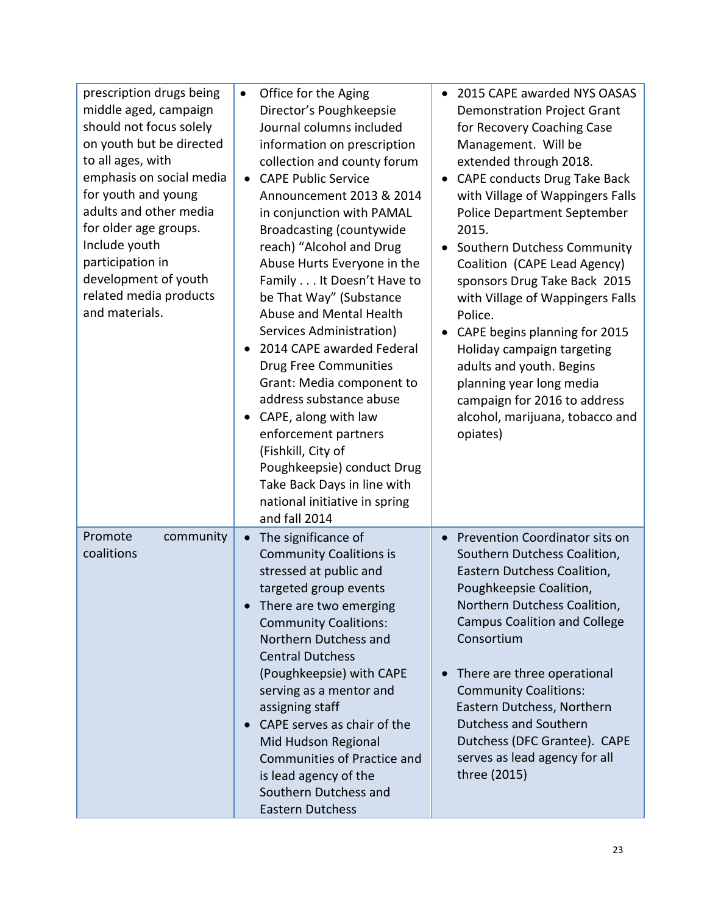| | | |
|---|---|---|
| prescription drugs being middle aged, campaign should not focus solely on youth but be directed to all ages, with emphasis on social media for youth and young adults and other media for older age groups. Include youth participation in development of youth related media products and materials. | • Office for the Aging Director's Poughkeepsie Journal columns included information on prescription collection and county forum<br>• CAPE Public Service Announcement 2013 & 2014 in conjunction with PAMAL Broadcasting (countywide reach) "Alcohol and Drug Abuse Hurts Everyone in the Family . . . It Doesn't Have to be That Way" (Substance Abuse and Mental Health Services Administration)<br>• 2014 CAPE awarded Federal Drug Free Communities Grant: Media component to address substance abuse<br>• CAPE, along with law enforcement partners (Fishkill, City of Poughkeepsie) conduct Drug Take Back Days in line with national initiative in spring and fall 2014 | • 2015 CAPE awarded NYS OASAS Demonstration Project Grant for Recovery Coaching Case Management. Will be extended through 2018.<br>• CAPE conducts Drug Take Back with Village of Wappingers Falls Police Department September 2015.<br>• Southern Dutchess Community Coalition (CAPE Lead Agency) sponsors Drug Take Back 2015 with Village of Wappingers Falls Police.<br>• CAPE begins planning for 2015 Holiday campaign targeting adults and youth. Begins planning year long media campaign for 2016 to address alcohol, marijuana, tobacco and opiates) |
| Promote community coalitions | • The significance of Community Coalitions is stressed at public and targeted group events<br>• There are two emerging Community Coalitions: Northern Dutchess and Central Dutchess (Poughkeepsie) with CAPE serving as a mentor and assigning staff<br>• CAPE serves as chair of the Mid Hudson Regional Communities of Practice and is lead agency of the Southern Dutchess and Eastern Dutchess | • Prevention Coordinator sits on Southern Dutchess Coalition, Eastern Dutchess Coalition, Poughkeepsie Coalition, Northern Dutchess Coalition, Campus Coalition and College Consortium<br>• There are three operational Community Coalitions: Eastern Dutchess, Northern Dutchess and Southern Dutchess (DFC Grantee). CAPE serves as lead agency for all three (2015) |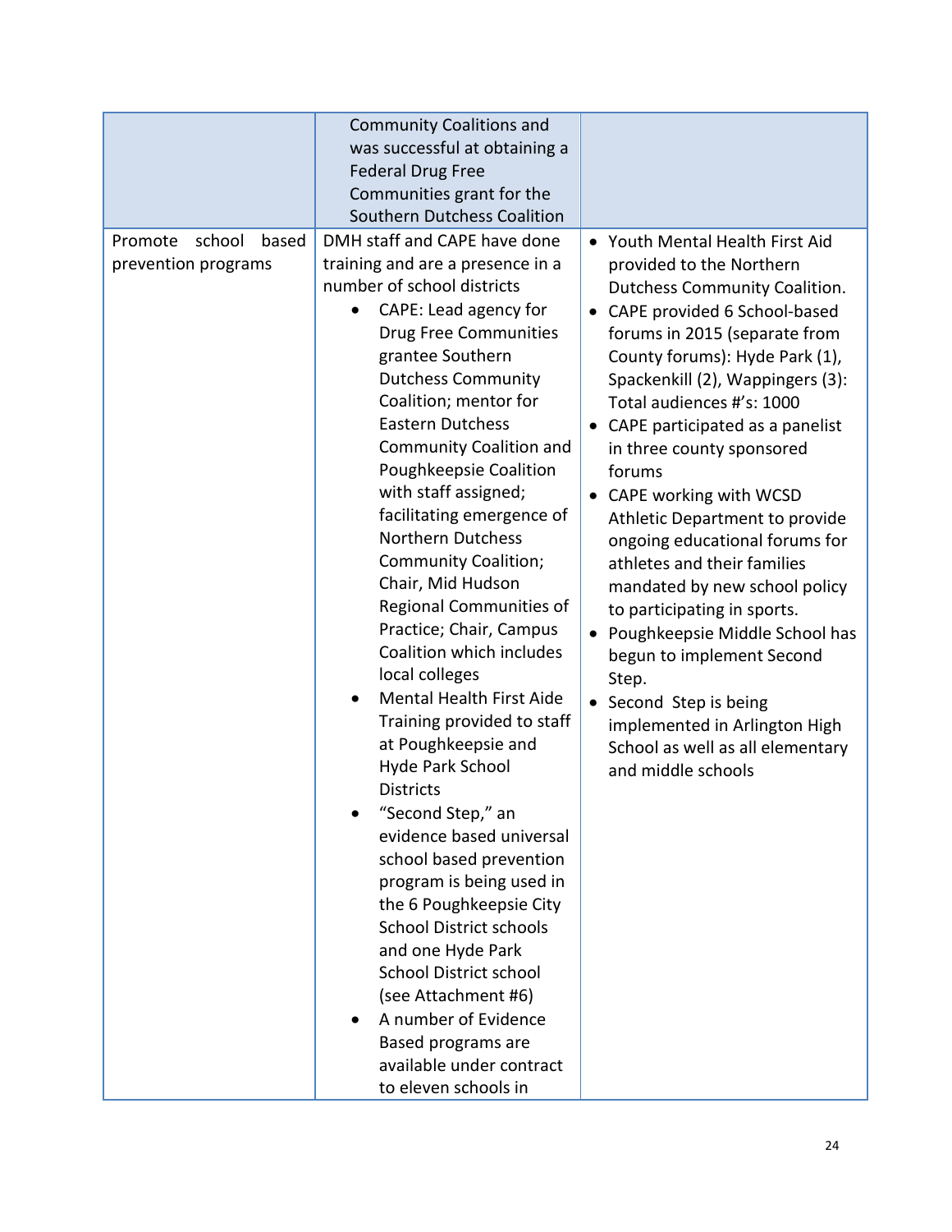| | | |
|---|---|---|
| | Community Coalitions and was successful at obtaining a Federal Drug Free Communities grant for the Southern Dutchess Coalition | |
| Promote school based prevention programs | DMH staff and CAPE have done training and are a presence in a number of school districts<br>• CAPE: Lead agency for Drug Free Communities grantee Southern Dutchess Community Coalition; mentor for Eastern Dutchess Community Coalition and Poughkeepsie Coalition with staff assigned; facilitating emergence of Northern Dutchess Community Coalition; Chair, Mid Hudson Regional Communities of Practice; Chair, Campus Coalition which includes local colleges<br>• Mental Health First Aide Training provided to staff at Poughkeepsie and Hyde Park School Districts<br>• "Second Step," an evidence based universal school based prevention program is being used in the 6 Poughkeepsie City School District schools and one Hyde Park School District school (see Attachment #6)<br>• A number of Evidence Based programs are available under contract to eleven schools in | • Youth Mental Health First Aid provided to the Northern Dutchess Community Coalition.<br>• CAPE provided 6 School-based forums in 2015 (separate from County forums): Hyde Park (1), Spackenkill (2), Wappingers (3): Total audiences #'s: 1000<br>• CAPE participated as a panelist in three county sponsored forums<br>• CAPE working with WCSD Athletic Department to provide ongoing educational forums for athletes and their families mandated by new school policy to participating in sports.<br>• Poughkeepsie Middle School has begun to implement Second Step.<br>• Second Step is being implemented in Arlington High School as well as all elementary and middle schools |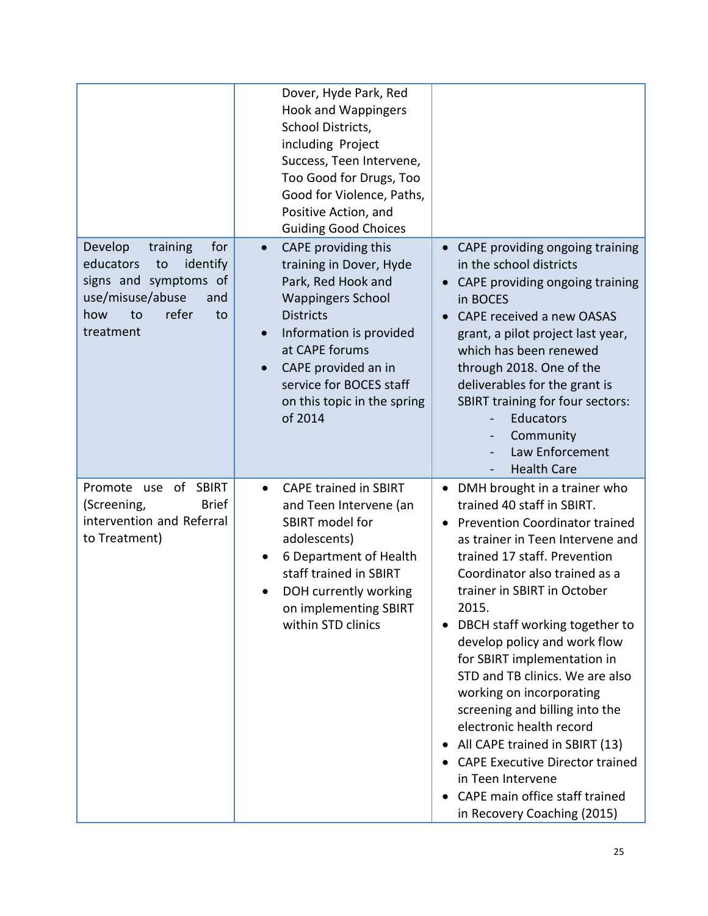| | | |
|---|---|---|
| | Dover, Hyde Park, Red Hook and Wappingers School Districts, including Project Success, Teen Intervene, Too Good for Drugs, Too Good for Violence, Paths, Positive Action, and Guiding Good Choices | |
| Develop training for educators to identify signs and symptoms of use/misuse/abuse and how to refer to treatment | • CAPE providing this training in Dover, Hyde Park, Red Hook and Wappingers School Districts<br>• Information is provided at CAPE forums<br>• CAPE provided an in service for BOCES staff on this topic in the spring of 2014 | • CAPE providing ongoing training in the school districts<br>• CAPE providing ongoing training in BOCES<br>• CAPE received a new OASAS grant, a pilot project last year, which has been renewed through 2018. One of the deliverables for the grant is SBIRT training for four sectors:<br>- Educators<br>- Community<br>- Law Enforcement<br>- Health Care |
| Promote use of SBIRT (Screening, Brief intervention and Referral to Treatment) | • CAPE trained in SBIRT and Teen Intervene (an SBIRT model for adolescents)<br>• 6 Department of Health staff trained in SBIRT<br>• DOH currently working on implementing SBIRT within STD clinics | • DMH brought in a trainer who trained 40 staff in SBIRT.<br>• Prevention Coordinator trained as trainer in Teen Intervene and trained 17 staff. Prevention Coordinator also trained as a trainer in SBIRT in October 2015.<br>• DBCH staff working together to develop policy and work flow for SBIRT implementation in STD and TB clinics. We are also working on incorporating screening and billing into the electronic health record<br>• All CAPE trained in SBIRT (13)<br>• CAPE Executive Director trained in Teen Intervene<br>• CAPE main office staff trained in Recovery Coaching (2015) |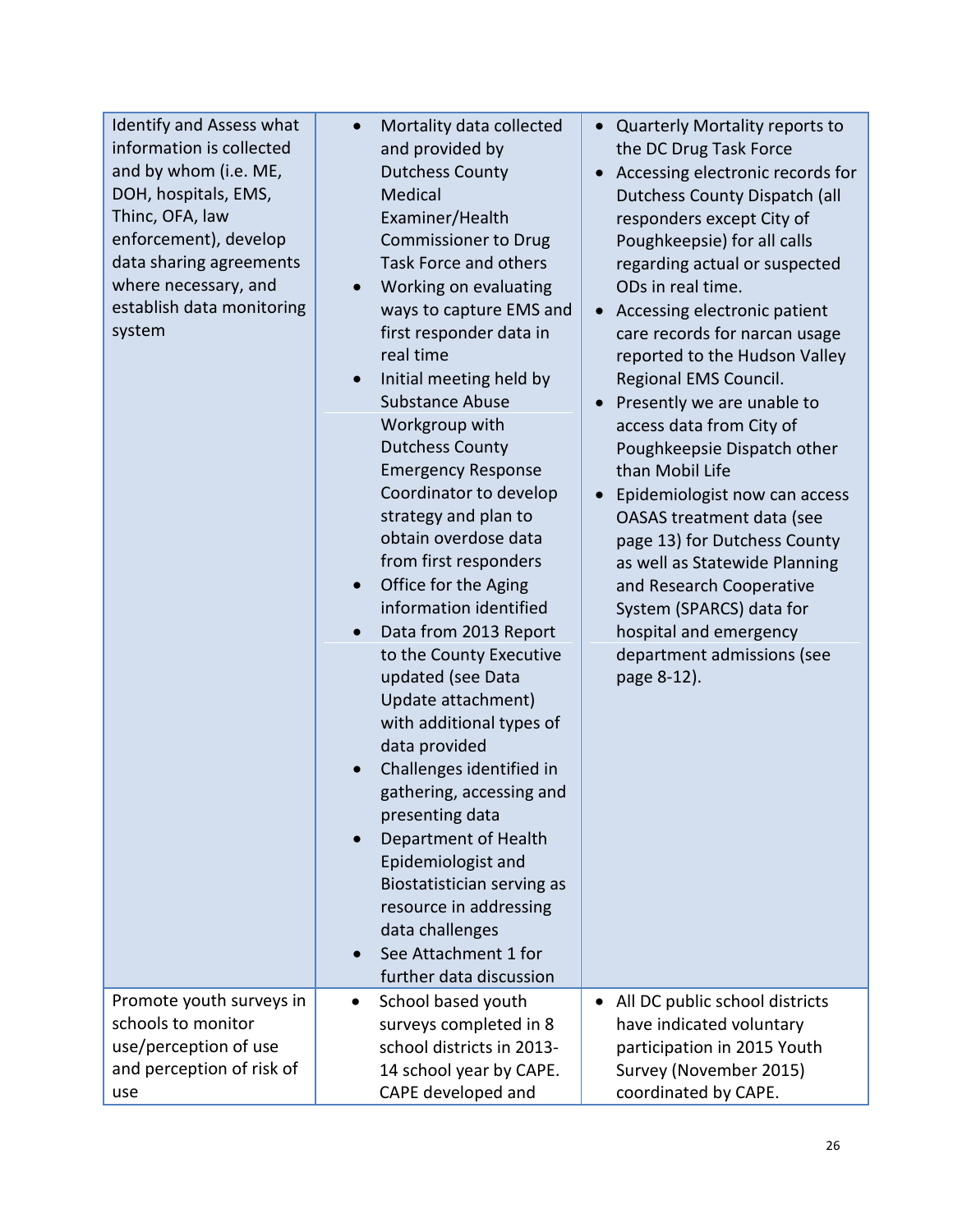| | | |
|---|---|---|
| Identify and Assess what information is collected and by whom (i.e. ME, DOH, hospitals, EMS, Thinc, OFA, law enforcement), develop data sharing agreements where necessary, and establish data monitoring system | • Mortality data collected and provided by Dutchess County Medical Examiner/Health Commissioner to Drug Task Force and others<br>• Working on evaluating ways to capture EMS and first responder data in real time<br>• Initial meeting held by Substance Abuse Workgroup with Dutchess County Emergency Response Coordinator to develop strategy and plan to obtain overdose data from first responders<br>• Office for the Aging information identified<br>• Data from 2013 Report to the County Executive updated (see Data Update attachment) with additional types of data provided<br>• Challenges identified in gathering, accessing and presenting data<br>• Department of Health Epidemiologist and Biostatistician serving as resource in addressing data challenges<br>• See Attachment 1 for further data discussion | • Quarterly Mortality reports to the DC Drug Task Force<br>• Accessing electronic records for Dutchess County Dispatch (all responders except City of Poughkeepsie) for all calls regarding actual or suspected ODs in real time.<br>• Accessing electronic patient care records for narcan usage reported to the Hudson Valley Regional EMS Council.<br>• Presently we are unable to access data from City of Poughkeepsie Dispatch other than Mobil Life<br>• Epidemiologist now can access OASAS treatment data (see page 13) for Dutchess County as well as Statewide Planning and Research Cooperative System (SPARCS) data for hospital and emergency department admissions (see page 8-12). |
| Promote youth surveys in schools to monitor use/perception of use and perception of risk of use | • School based youth surveys completed in 8 school districts in 2013-14 school year by CAPE. CAPE developed and | • All DC public school districts have indicated voluntary participation in 2015 Youth Survey (November 2015) coordinated by CAPE. |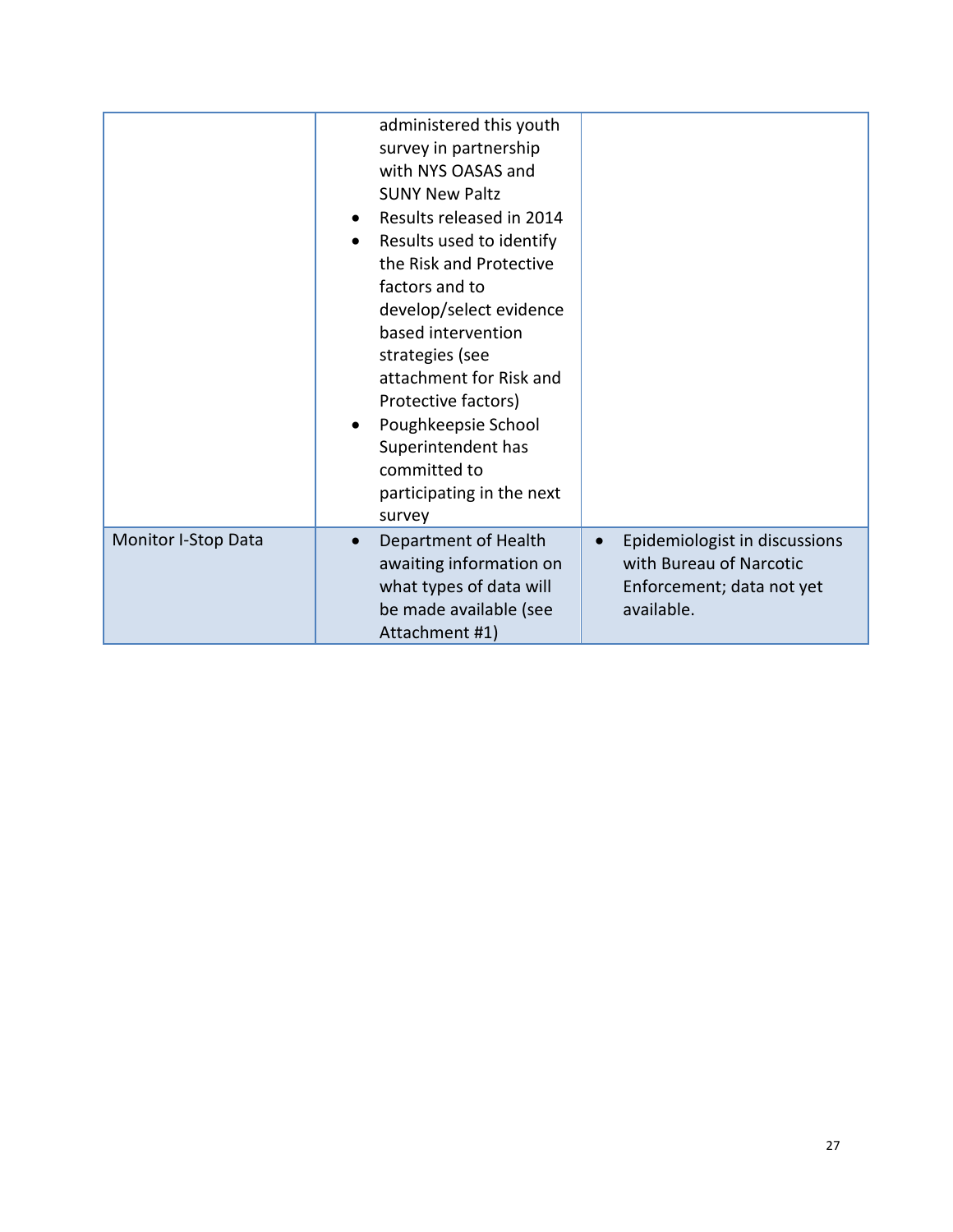| | | |
|---|---|---|
| | administered this youth survey in partnership with NYS OASAS and SUNY New Paltz<br>• Results released in 2014<br>• Results used to identify the Risk and Protective factors and to develop/select evidence based intervention strategies (see attachment for Risk and Protective factors)<br>• Poughkeepsie School Superintendent has committed to participating in the next survey | |
| Monitor I-Stop Data | • Department of Health awaiting information on what types of data will be made available (see Attachment #1) | • Epidemiologist in discussions with Bureau of Narcotic Enforcement; data not yet available. |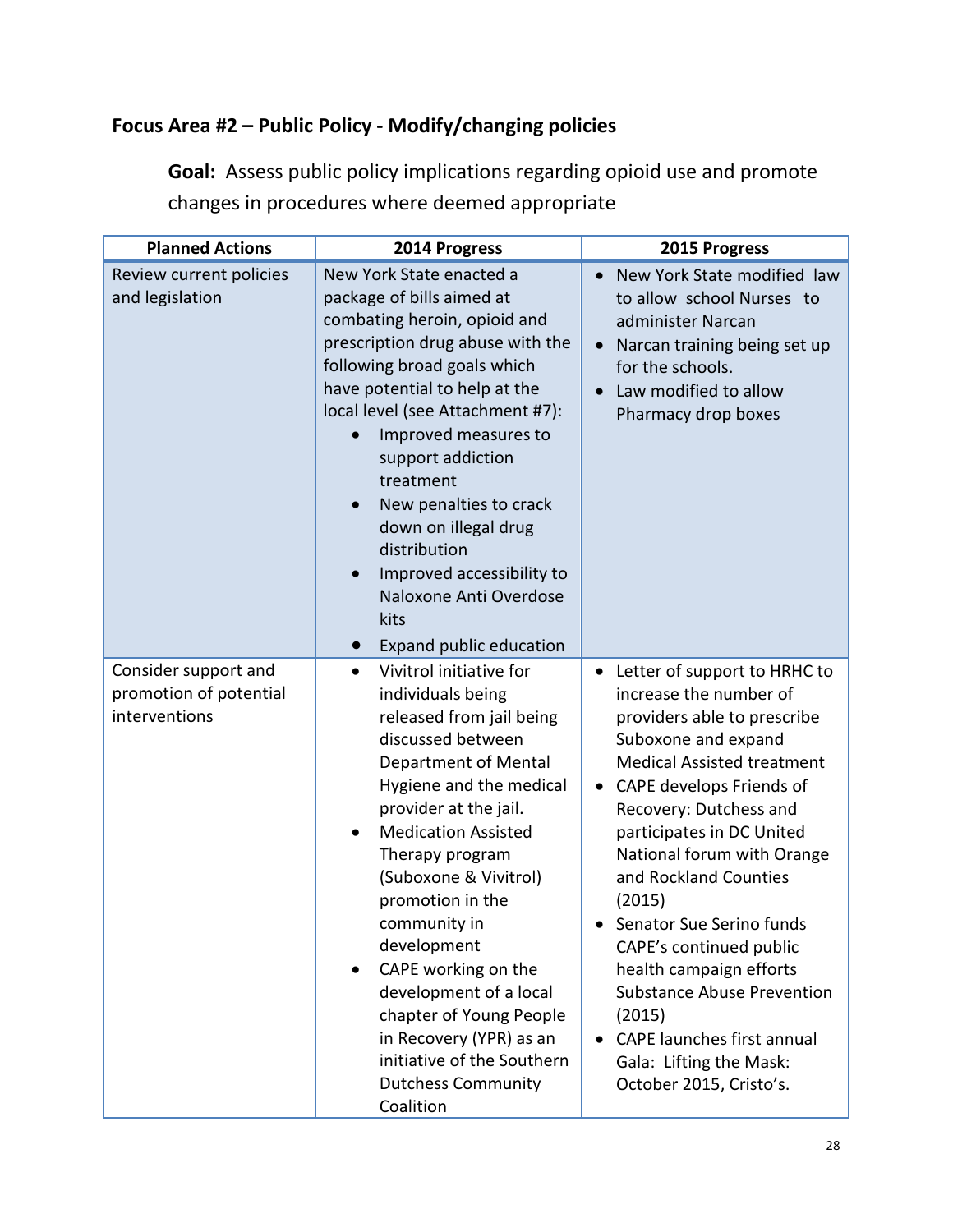## Focus Area #2 – Public Policy - Modify/changing policies

**Goal:** Assess public policy implications regarding opioid use and promote changes in procedures where deemed appropriate

| Planned Actions | 2014 Progress | 2015 Progress |
|---|---|---|
| Review current policies and legislation | New York State enacted a package of bills aimed at combating heroin, opioid and prescription drug abuse with the following broad goals which have potential to help at the local level (see Attachment #7):<br>• Improved measures to support addiction treatment<br>• New penalties to crack down on illegal drug distribution<br>• Improved accessibility to Naloxone Anti Overdose kits<br>• Expand public education | • New York State modified law to allow school Nurses to administer Narcan<br>• Narcan training being set up for the schools.<br>• Law modified to allow Pharmacy drop boxes |
| Consider support and promotion of potential interventions | • Vivitrol initiative for individuals being released from jail being discussed between Department of Mental Hygiene and the medical provider at the jail.<br>• Medication Assisted Therapy program (Suboxone & Vivitrol) promotion in the community in development<br>• CAPE working on the development of a local chapter of Young People in Recovery (YPR) as an initiative of the Southern Dutchess Community Coalition | • Letter of support to HRHC to increase the number of providers able to prescribe Suboxone and expand Medical Assisted treatment<br>• CAPE develops Friends of Recovery: Dutchess and participates in DC United National forum with Orange and Rockland Counties (2015)<br>• Senator Sue Serino funds CAPE's continued public health campaign efforts Substance Abuse Prevention (2015)<br>• CAPE launches first annual Gala: Lifting the Mask: October 2015, Cristo's. |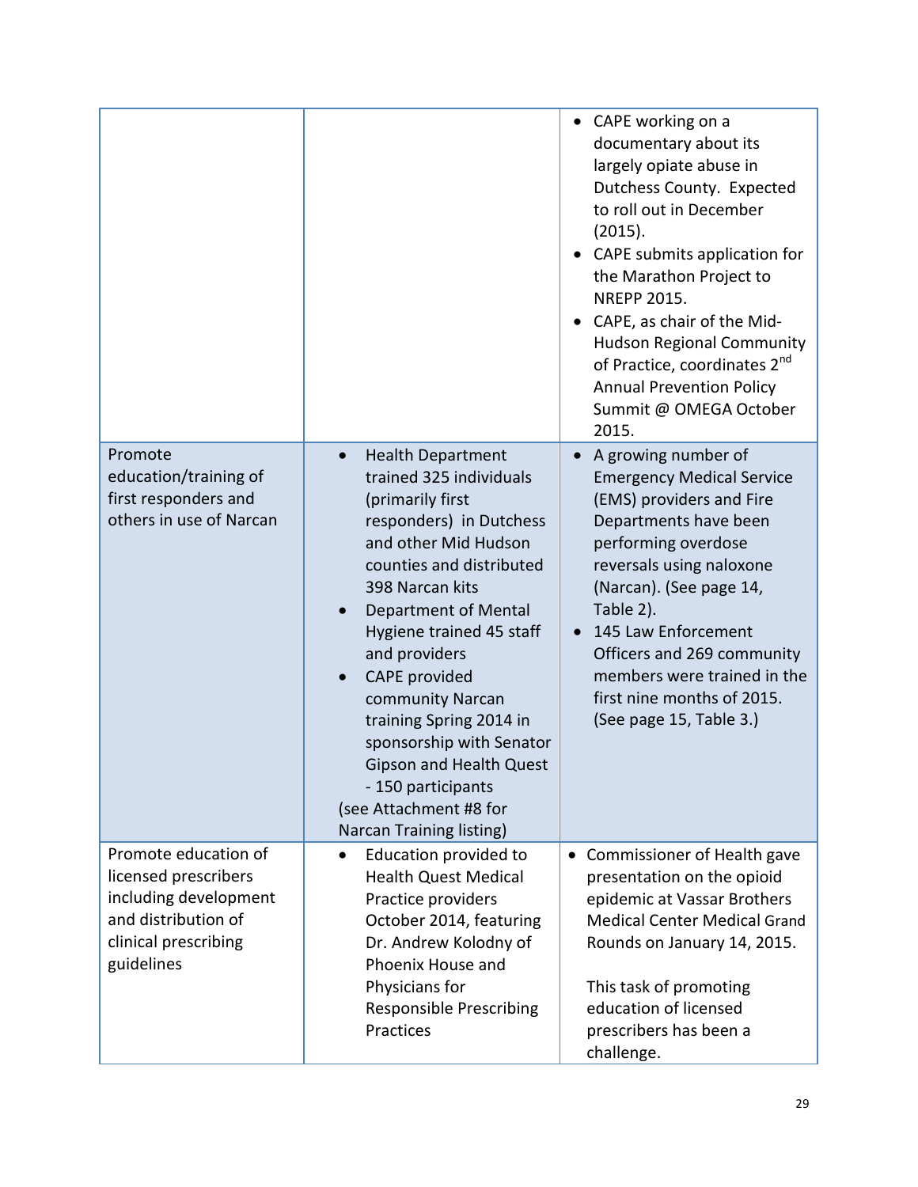| | | |
|---|---|---|
| | | • CAPE working on a documentary about its largely opiate abuse in Dutchess County. Expected to roll out in December (2015).<br>• CAPE submits application for the Marathon Project to NREPP 2015.<br>• CAPE, as chair of the Mid-Hudson Regional Community of Practice, coordinates 2nd Annual Prevention Policy Summit @ OMEGA October 2015. |
| Promote education/training of first responders and others in use of Narcan | • Health Department trained 325 individuals (primarily first responders) in Dutchess and other Mid Hudson counties and distributed 398 Narcan kits<br>• Department of Mental Hygiene trained 45 staff and providers<br>• CAPE provided community Narcan training Spring 2014 in sponsorship with Senator Gipson and Health Quest - 150 participants<br>(see Attachment #8 for Narcan Training listing) | • A growing number of Emergency Medical Service (EMS) providers and Fire Departments have been performing overdose reversals using naloxone (Narcan). (See page 14, Table 2).<br>• 145 Law Enforcement Officers and 269 community members were trained in the first nine months of 2015. (See page 15, Table 3.) |
| Promote education of licensed prescribers including development and distribution of clinical prescribing guidelines | • Education provided to Health Quest Medical Practice providers October 2014, featuring Dr. Andrew Kolodny of Phoenix House and Physicians for Responsible Prescribing Practices | • Commissioner of Health gave presentation on the opioid epidemic at Vassar Brothers Medical Center Medical Grand Rounds on January 14, 2015.<br><br>This task of promoting education of licensed prescribers has been a challenge. |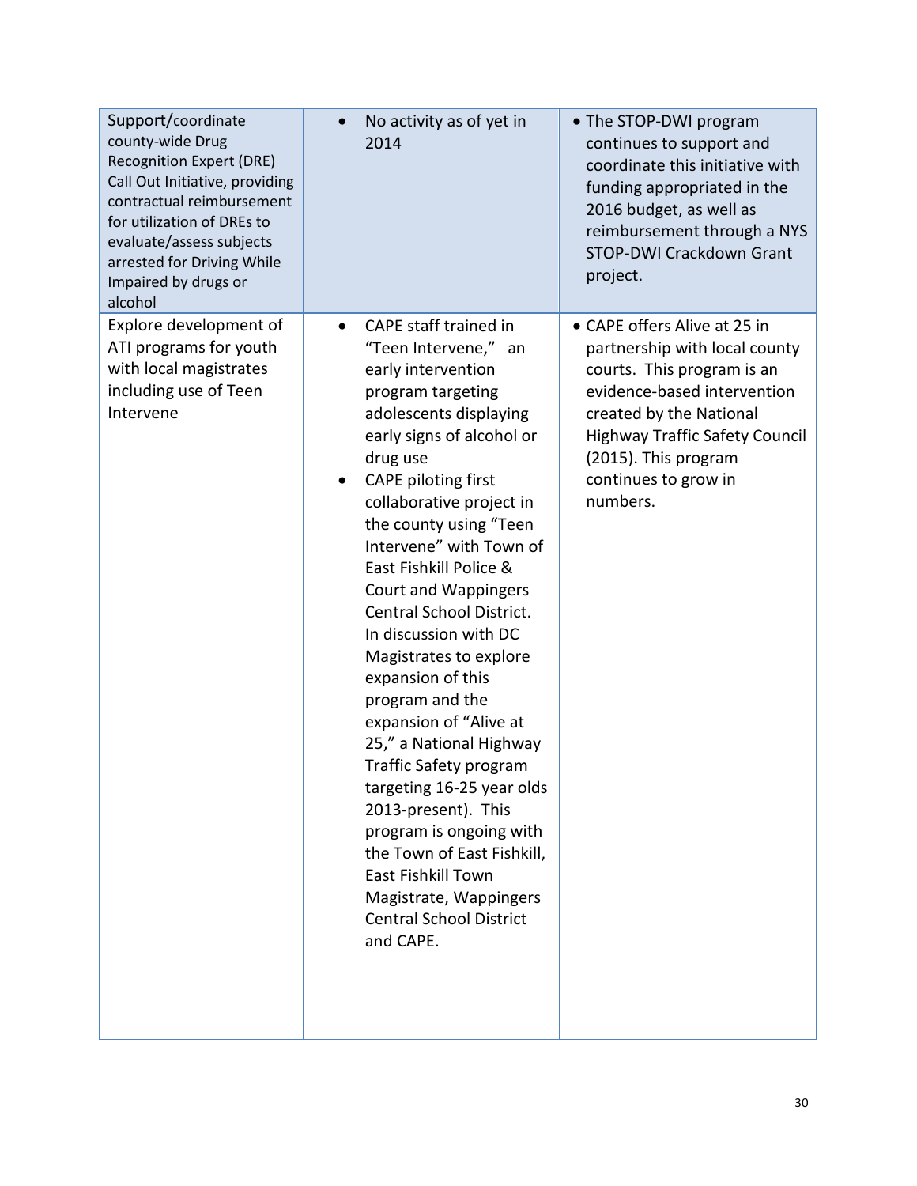| | | |
|---|---|---|
| Support/coordinate county-wide Drug Recognition Expert (DRE) Call Out Initiative, providing contractual reimbursement for utilization of DREs to evaluate/assess subjects arrested for Driving While Impaired by drugs or alcohol | • No activity as of yet in 2014 | • The STOP-DWI program continues to support and coordinate this initiative with funding appropriated in the 2016 budget, as well as reimbursement through a NYS STOP-DWI Crackdown Grant project. |
| Explore development of ATI programs for youth with local magistrates including use of Teen Intervene | • CAPE staff trained in “Teen Intervene,” an early intervention program targeting adolescents displaying early signs of alcohol or drug use<br>• CAPE piloting first collaborative project in the county using “Teen Intervene” with Town of East Fishkill Police & Court and Wappingers Central School District. In discussion with DC Magistrates to explore expansion of this program and the expansion of “Alive at 25,” a National Highway Traffic Safety program targeting 16-25 year olds 2013-present). This program is ongoing with the Town of East Fishkill, East Fishkill Town Magistrate, Wappingers Central School District and CAPE. | • CAPE offers Alive at 25 in partnership with local county courts. This program is an evidence-based intervention created by the National Highway Traffic Safety Council (2015). This program continues to grow in numbers. |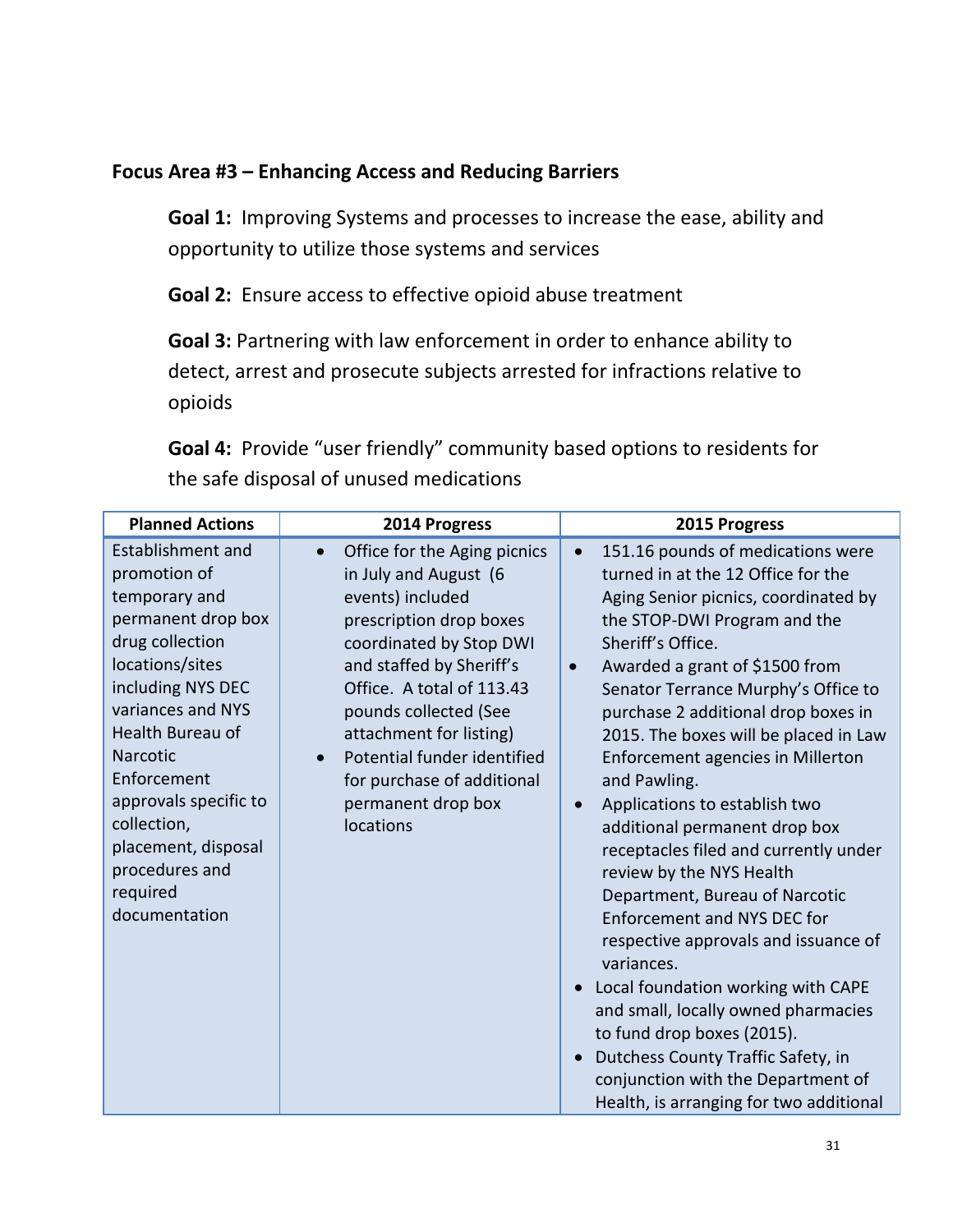### Focus Area #3 – Enhancing Access and Reducing Barriers

**Goal 1:** Improving Systems and processes to increase the ease, ability and opportunity to utilize those systems and services

**Goal 2:** Ensure access to effective opioid abuse treatment

**Goal 3:** Partnering with law enforcement in order to enhance ability to detect, arrest and prosecute subjects arrested for infractions relative to opioids

**Goal 4:** Provide "user friendly" community based options to residents for the safe disposal of unused medications

| Planned Actions | 2014 Progress | 2015 Progress |
| --- | --- | --- |
| Establishment and promotion of temporary and permanent drop box drug collection locations/sites including NYS DEC variances and NYS Health Bureau of Narcotic Enforcement approvals specific to collection, placement, disposal procedures and required documentation | • Office for the Aging picnics in July and August (6 events) included prescription drop boxes coordinated by Stop DWI and staffed by Sheriff's Office. A total of 113.43 pounds collected (See attachment for listing)<br>• Potential funder identified for purchase of additional permanent drop box locations | • 151.16 pounds of medications were turned in at the 12 Office for the Aging Senior picnics, coordinated by the STOP-DWI Program and the Sheriff's Office.<br>• Awarded a grant of $1500 from Senator Terrance Murphy's Office to purchase 2 additional drop boxes in 2015. The boxes will be placed in Law Enforcement agencies in Millerton and Pawling.<br>• Applications to establish two additional permanent drop box receptacles filed and currently under review by the NYS Health Department, Bureau of Narcotic Enforcement and NYS DEC for respective approvals and issuance of variances.<br>• Local foundation working with CAPE and small, locally owned pharmacies to fund drop boxes (2015).<br>• Dutchess County Traffic Safety, in conjunction with the Department of Health, is arranging for two additional |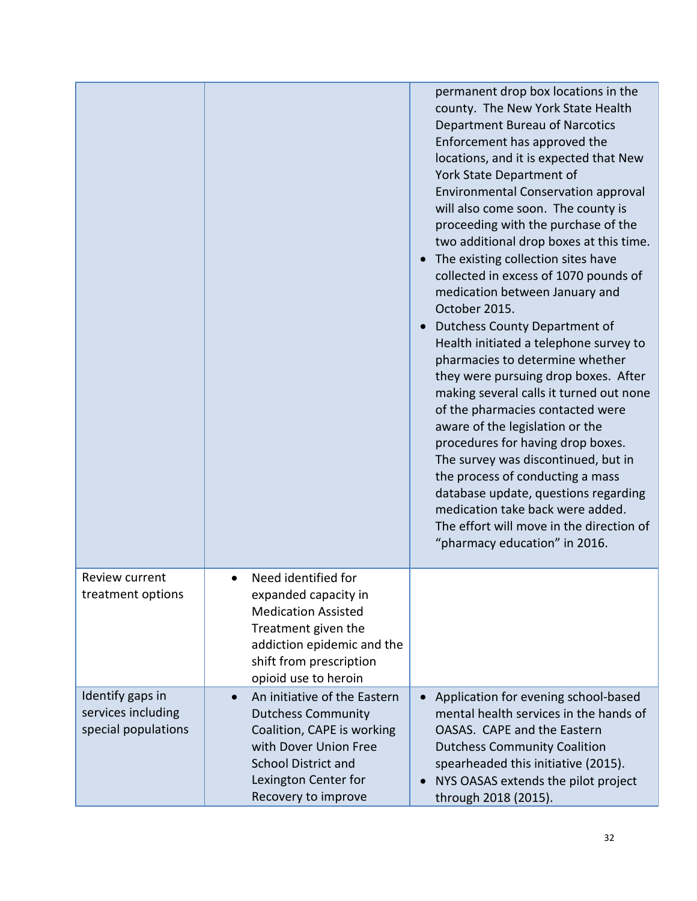| | | |
|---|---|---|
| | | permanent drop box locations in the county. The New York State Health Department Bureau of Narcotics Enforcement has approved the locations, and it is expected that New York State Department of Environmental Conservation approval will also come soon. The county is proceeding with the purchase of the two additional drop boxes at this time.<br>• The existing collection sites have collected in excess of 1070 pounds of medication between January and October 2015.<br>• Dutchess County Department of Health initiated a telephone survey to pharmacies to determine whether they were pursuing drop boxes. After making several calls it turned out none of the pharmacies contacted were aware of the legislation or the procedures for having drop boxes. The survey was discontinued, but in the process of conducting a mass database update, questions regarding medication take back were added. The effort will move in the direction of "pharmacy education" in 2016. |
| Review current treatment options | • Need identified for expanded capacity in Medication Assisted Treatment given the addiction epidemic and the shift from prescription opioid use to heroin | |
| Identify gaps in services including special populations | • An initiative of the Eastern Dutchess Community Coalition, CAPE is working with Dover Union Free School District and Lexington Center for Recovery to improve | • Application for evening school-based mental health services in the hands of OASAS. CAPE and the Eastern Dutchess Community Coalition spearheaded this initiative (2015).<br>• NYS OASAS extends the pilot project through 2018 (2015). |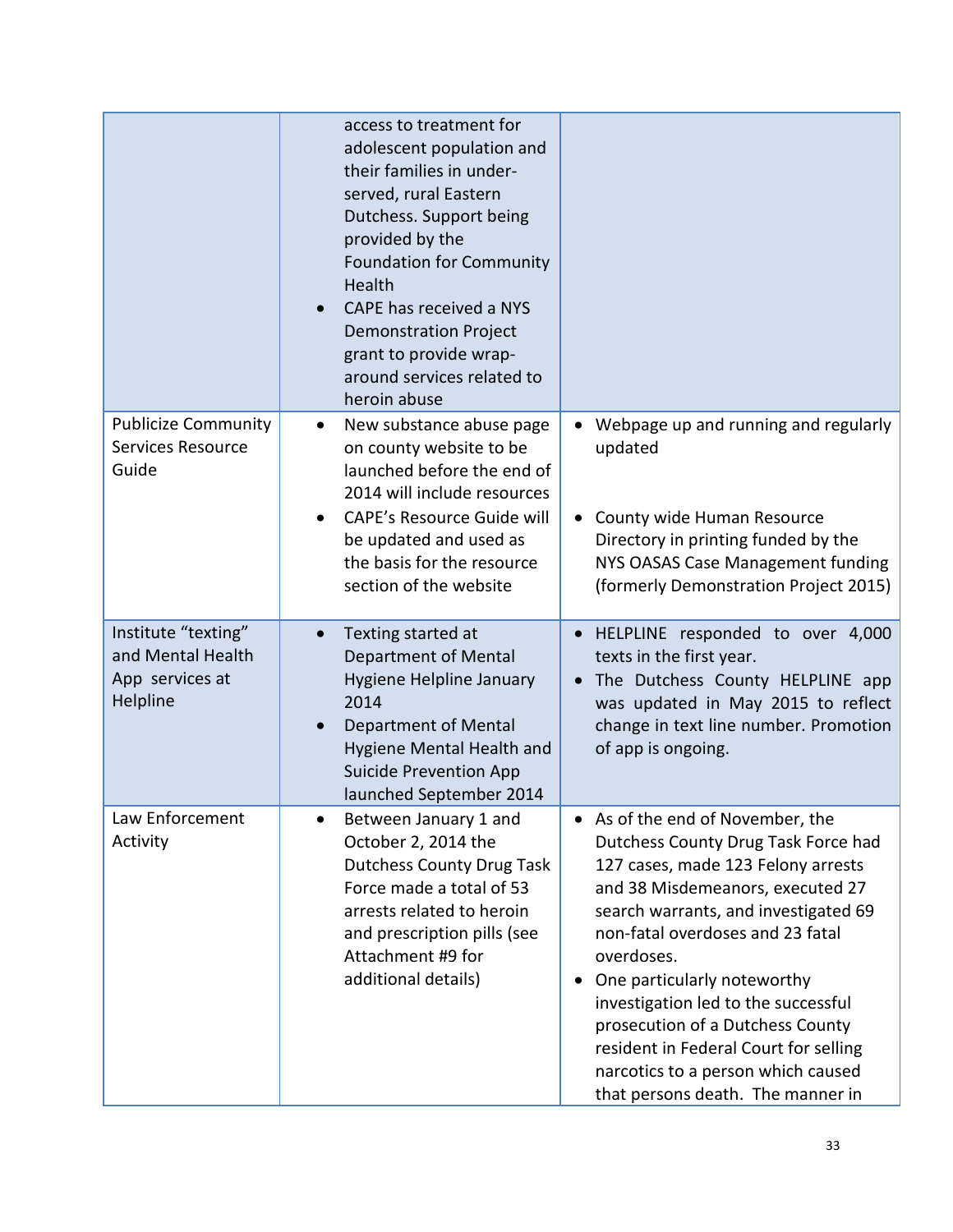| | | |
|---|---|---|
| | access to treatment for adolescent population and their families in under-served, rural Eastern Dutchess. Support being provided by the Foundation for Community Health<br>• CAPE has received a NYS Demonstration Project grant to provide wrap-around services related to heroin abuse | |
| Publicize Community Services Resource Guide | • New substance abuse page on county website to be launched before the end of 2014 will include resources<br>• CAPE's Resource Guide will be updated and used as the basis for the resource section of the website | • Webpage up and running and regularly updated<br>• County wide Human Resource Directory in printing funded by the NYS OASAS Case Management funding (formerly Demonstration Project 2015) |
| Institute "texting" and Mental Health App services at Helpline | • Texting started at Department of Mental Hygiene Helpline January 2014<br>• Department of Mental Hygiene Mental Health and Suicide Prevention App launched September 2014 | • HELPLINE responded to over 4,000 texts in the first year.<br>• The Dutchess County HELPLINE app was updated in May 2015 to reflect change in text line number. Promotion of app is ongoing. |
| Law Enforcement Activity | • Between January 1 and October 2, 2014 the Dutchess County Drug Task Force made a total of 53 arrests related to heroin and prescription pills (see Attachment #9 for additional details) | • As of the end of November, the Dutchess County Drug Task Force had 127 cases, made 123 Felony arrests and 38 Misdemeanors, executed 27 search warrants, and investigated 69 non-fatal overdoses and 23 fatal overdoses.<br>• One particularly noteworthy investigation led to the successful prosecution of a Dutchess County resident in Federal Court for selling narcotics to a person which caused that persons death. The manner in |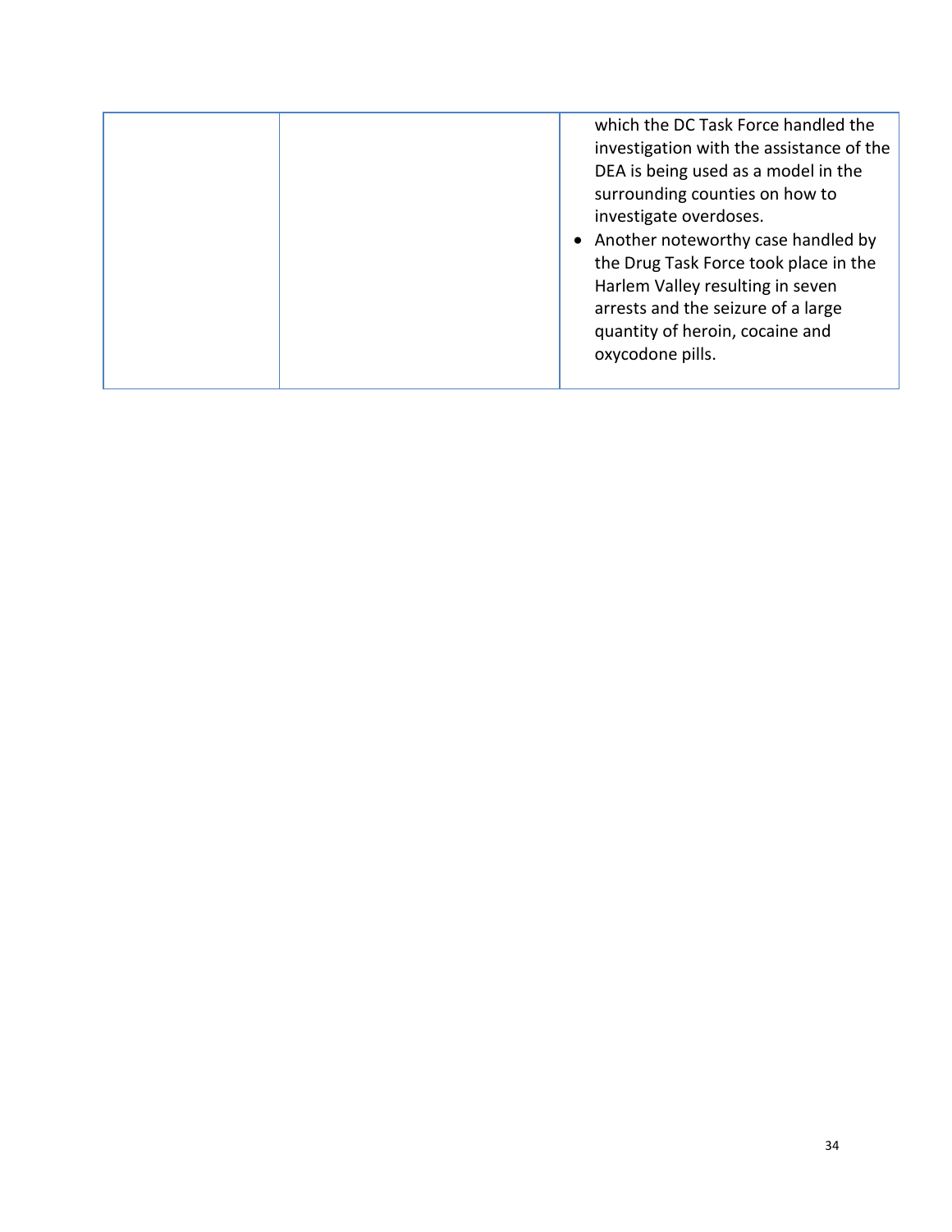| | | |
|---|---|---|
| | | which the DC Task Force handled the investigation with the assistance of the DEA is being used as a model in the surrounding counties on how to investigate overdoses.<br>• Another noteworthy case handled by the Drug Task Force took place in the Harlem Valley resulting in seven arrests and the seizure of a large quantity of heroin, cocaine and oxycodone pills. |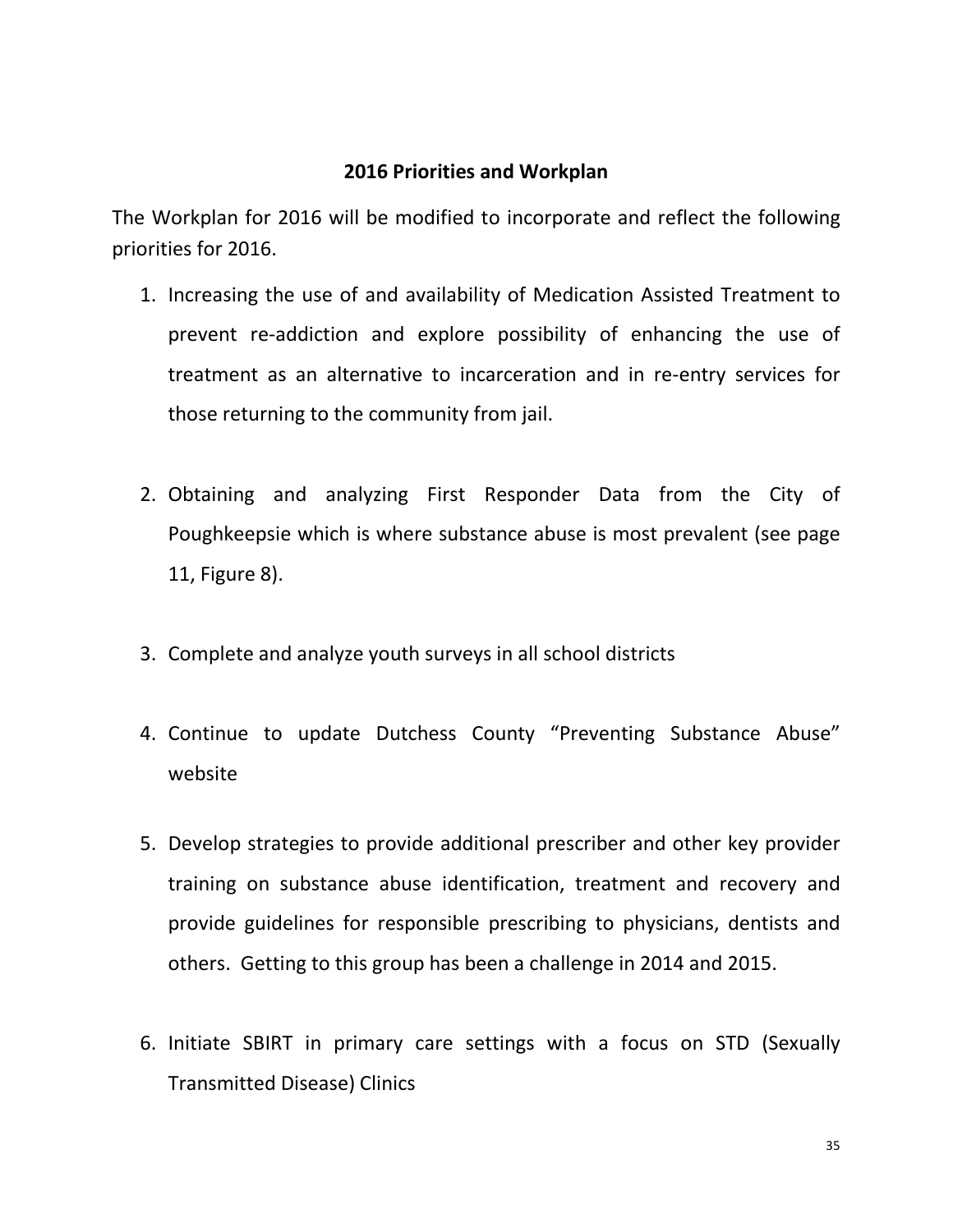## 2016 Priorities and Workplan

The Workplan for 2016 will be modified to incorporate and reflect the following priorities for 2016.

1. Increasing the use of and availability of Medication Assisted Treatment to prevent re-addiction and explore possibility of enhancing the use of treatment as an alternative to incarceration and in re-entry services for those returning to the community from jail.

2. Obtaining and analyzing First Responder Data from the City of Poughkeepsie which is where substance abuse is most prevalent (see page 11, Figure 8).

3. Complete and analyze youth surveys in all school districts

4. Continue to update Dutchess County "Preventing Substance Abuse" website

5. Develop strategies to provide additional prescriber and other key provider training on substance abuse identification, treatment and recovery and provide guidelines for responsible prescribing to physicians, dentists and others. Getting to this group has been a challenge in 2014 and 2015.

6. Initiate SBIRT in primary care settings with a focus on STD (Sexually Transmitted Disease) Clinics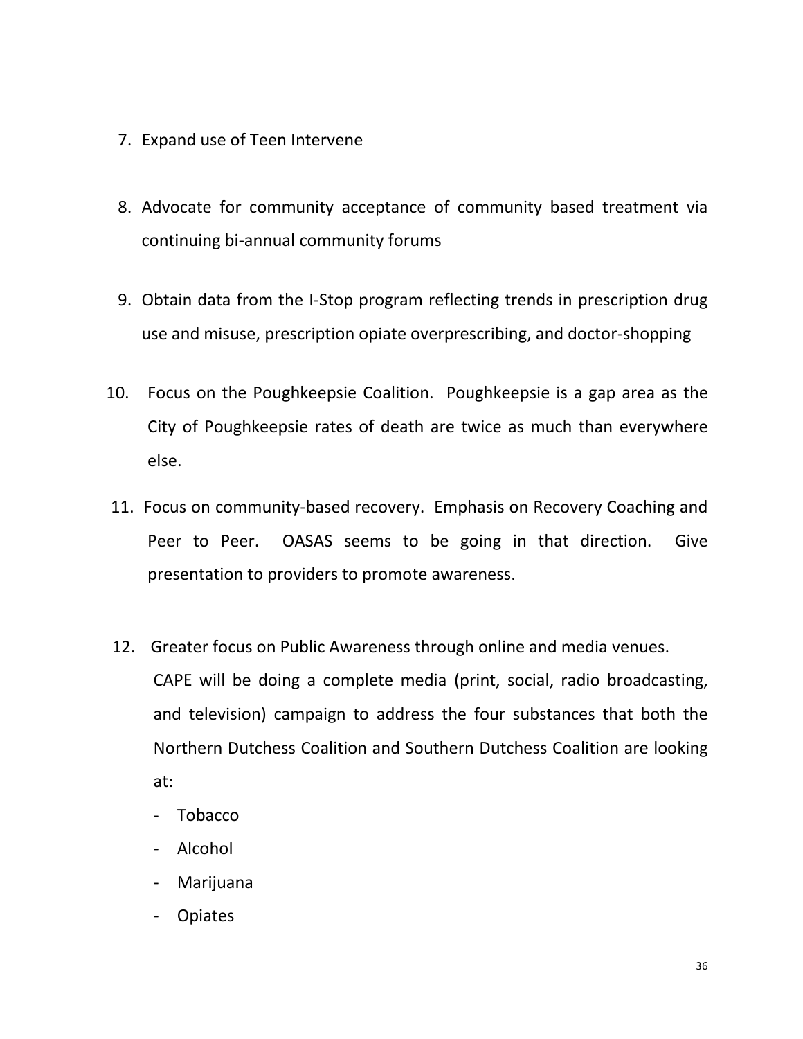7. Expand use of Teen Intervene

8. Advocate for community acceptance of community based treatment via continuing bi-annual community forums

9. Obtain data from the I-Stop program reflecting trends in prescription drug use and misuse, prescription opiate overprescribing, and doctor-shopping

10. Focus on the Poughkeepsie Coalition. Poughkeepsie is a gap area as the City of Poughkeepsie rates of death are twice as much than everywhere else.

11. Focus on community-based recovery. Emphasis on Recovery Coaching and Peer to Peer. OASAS seems to be going in that direction. Give presentation to providers to promote awareness.

12. Greater focus on Public Awareness through online and media venues.
    CAPE will be doing a complete media (print, social, radio broadcasting, and television) campaign to address the four substances that both the Northern Dutchess Coalition and Southern Dutchess Coalition are looking at:
    - Tobacco
    - Alcohol
    - Marijuana
    - Opiates